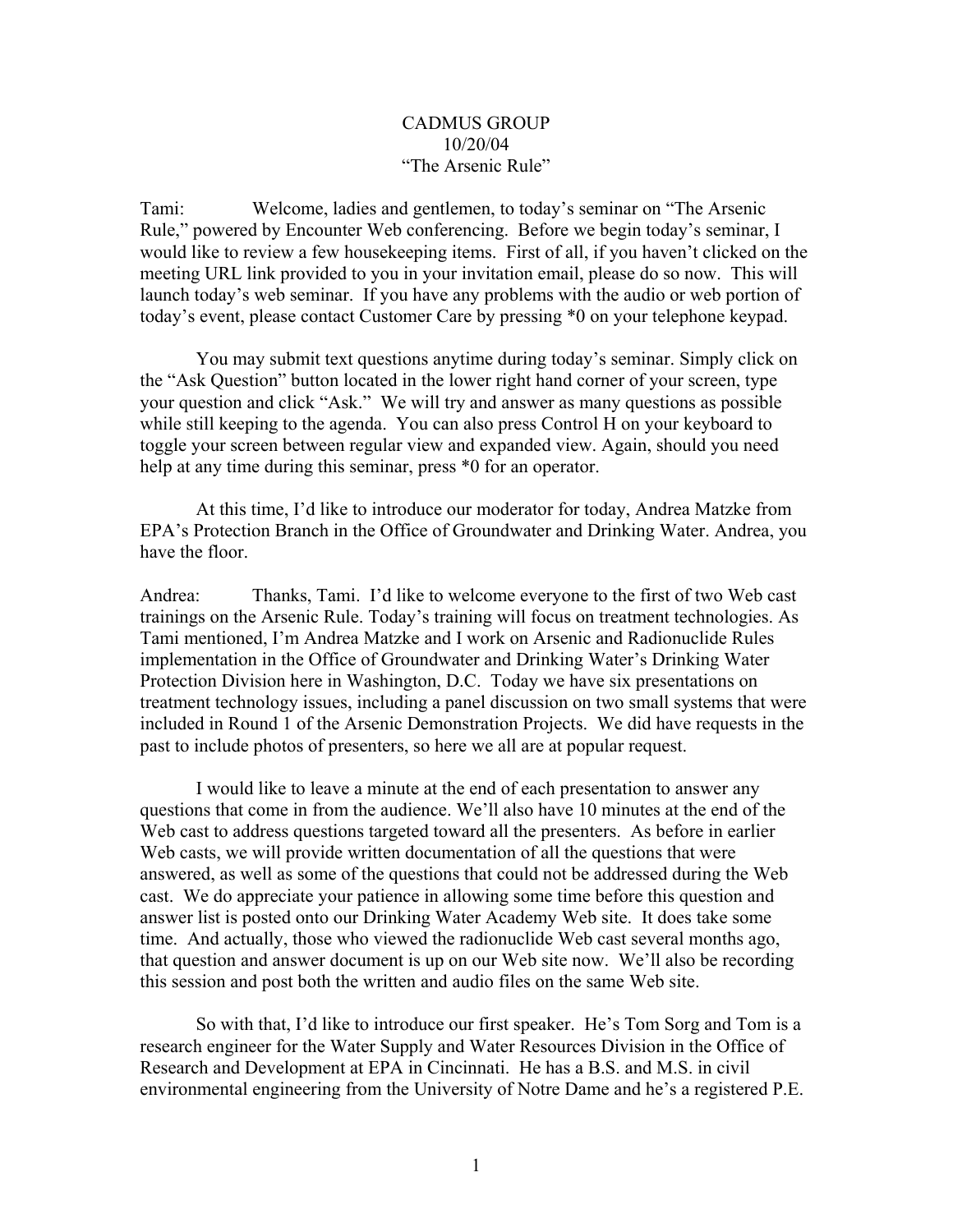CADMUS GROUP
10/20/04
"The Arsenic Rule"

Tami: Welcome, ladies and gentlemen, to today's seminar on "The Arsenic Rule," powered by Encounter Web conferencing. Before we begin today's seminar, I would like to review a few housekeeping items. First of all, if you haven't clicked on the meeting URL link provided to you in your invitation email, please do so now. This will launch today's web seminar. If you have any problems with the audio or web portion of today's event, please contact Customer Care by pressing *0 on your telephone keypad.

You may submit text questions anytime during today's seminar. Simply click on the "Ask Question" button located in the lower right hand corner of your screen, type your question and click "Ask." We will try and answer as many questions as possible while still keeping to the agenda. You can also press Control H on your keyboard to toggle your screen between regular view and expanded view. Again, should you need help at any time during this seminar, press *0 for an operator.

At this time, I'd like to introduce our moderator for today, Andrea Matzke from EPA's Protection Branch in the Office of Groundwater and Drinking Water. Andrea, you have the floor.

Andrea: Thanks, Tami. I'd like to welcome everyone to the first of two Web cast trainings on the Arsenic Rule. Today's training will focus on treatment technologies. As Tami mentioned, I'm Andrea Matzke and I work on Arsenic and Radionuclide Rules implementation in the Office of Groundwater and Drinking Water's Drinking Water Protection Division here in Washington, D.C. Today we have six presentations on treatment technology issues, including a panel discussion on two small systems that were included in Round 1 of the Arsenic Demonstration Projects. We did have requests in the past to include photos of presenters, so here we all are at popular request.

I would like to leave a minute at the end of each presentation to answer any questions that come in from the audience. We'll also have 10 minutes at the end of the Web cast to address questions targeted toward all the presenters. As before in earlier Web casts, we will provide written documentation of all the questions that were answered, as well as some of the questions that could not be addressed during the Web cast. We do appreciate your patience in allowing some time before this question and answer list is posted onto our Drinking Water Academy Web site. It does take some time. And actually, those who viewed the radionuclide Web cast several months ago, that question and answer document is up on our Web site now. We'll also be recording this session and post both the written and audio files on the same Web site.

So with that, I'd like to introduce our first speaker. He's Tom Sorg and Tom is a research engineer for the Water Supply and Water Resources Division in the Office of Research and Development at EPA in Cincinnati. He has a B.S. and M.S. in civil environmental engineering from the University of Notre Dame and he's a registered P.E.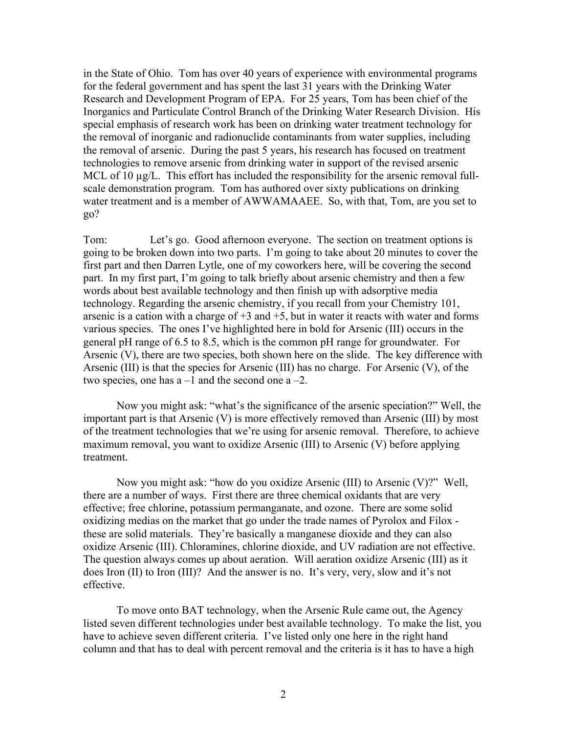in the State of Ohio. Tom has over 40 years of experience with environmental programs for the federal government and has spent the last 31 years with the Drinking Water Research and Development Program of EPA. For 25 years, Tom has been chief of the Inorganics and Particulate Control Branch of the Drinking Water Research Division. His special emphasis of research work has been on drinking water treatment technology for the removal of inorganic and radionuclide contaminants from water supplies, including the removal of arsenic. During the past 5 years, his research has focused on treatment technologies to remove arsenic from drinking water in support of the revised arsenic MCL of 10 µg/L. This effort has included the responsibility for the arsenic removal full-scale demonstration program. Tom has authored over sixty publications on drinking water treatment and is a member of AWWAMAAEE. So, with that, Tom, are you set to go?

Tom: Let's go. Good afternoon everyone. The section on treatment options is going to be broken down into two parts. I'm going to take about 20 minutes to cover the first part and then Darren Lytle, one of my coworkers here, will be covering the second part. In my first part, I'm going to talk briefly about arsenic chemistry and then a few words about best available technology and then finish up with adsorptive media technology. Regarding the arsenic chemistry, if you recall from your Chemistry 101, arsenic is a cation with a charge of +3 and +5, but in water it reacts with water and forms various species. The ones I've highlighted here in bold for Arsenic (III) occurs in the general pH range of 6.5 to 8.5, which is the common pH range for groundwater. For Arsenic (V), there are two species, both shown here on the slide. The key difference with Arsenic (III) is that the species for Arsenic (III) has no charge. For Arsenic (V), of the two species, one has a –1 and the second one a –2.

Now you might ask: "what's the significance of the arsenic speciation?" Well, the important part is that Arsenic (V) is more effectively removed than Arsenic (III) by most of the treatment technologies that we're using for arsenic removal. Therefore, to achieve maximum removal, you want to oxidize Arsenic (III) to Arsenic (V) before applying treatment.

Now you might ask: "how do you oxidize Arsenic (III) to Arsenic (V)?" Well, there are a number of ways. First there are three chemical oxidants that are very effective; free chlorine, potassium permanganate, and ozone. There are some solid oxidizing medias on the market that go under the trade names of Pyrolox and Filox - these are solid materials. They're basically a manganese dioxide and they can also oxidize Arsenic (III). Chloramines, chlorine dioxide, and UV radiation are not effective. The question always comes up about aeration. Will aeration oxidize Arsenic (III) as it does Iron (II) to Iron (III)? And the answer is no. It's very, very, slow and it's not effective.

To move onto BAT technology, when the Arsenic Rule came out, the Agency listed seven different technologies under best available technology. To make the list, you have to achieve seven different criteria. I've listed only one here in the right hand column and that has to deal with percent removal and the criteria is it has to have a high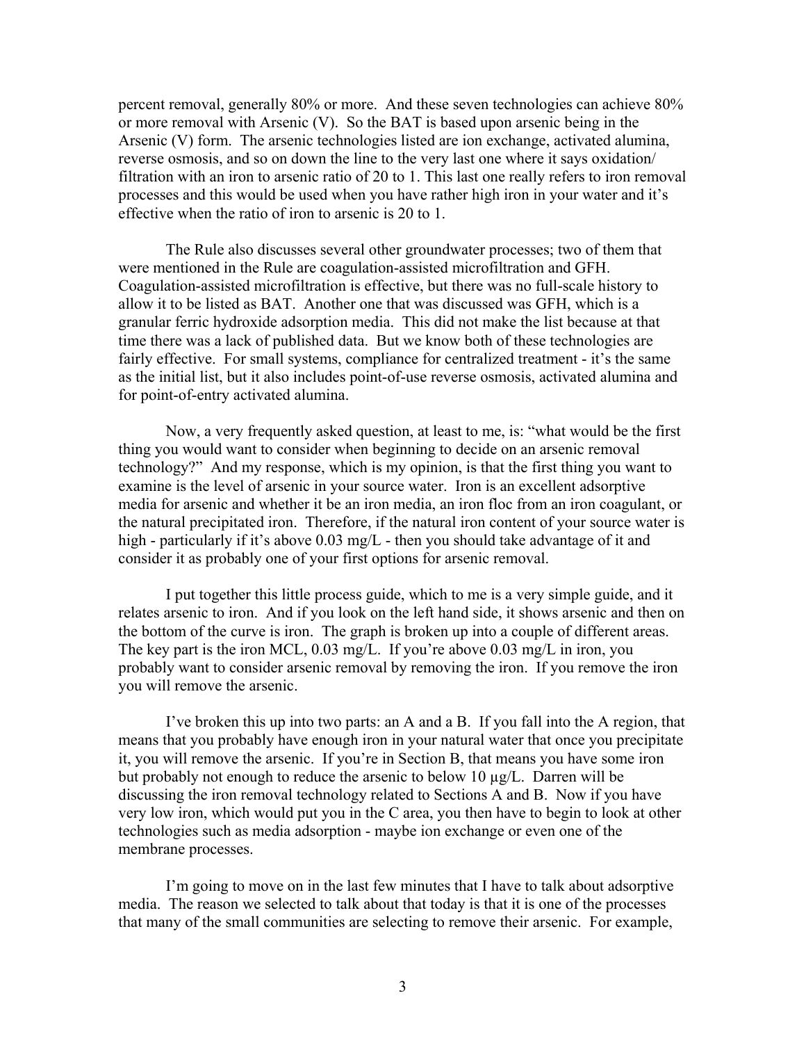percent removal, generally 80% or more. And these seven technologies can achieve 80% or more removal with Arsenic (V). So the BAT is based upon arsenic being in the Arsenic (V) form. The arsenic technologies listed are ion exchange, activated alumina, reverse osmosis, and so on down the line to the very last one where it says oxidation/ filtration with an iron to arsenic ratio of 20 to 1. This last one really refers to iron removal processes and this would be used when you have rather high iron in your water and it's effective when the ratio of iron to arsenic is 20 to 1.

The Rule also discusses several other groundwater processes; two of them that were mentioned in the Rule are coagulation-assisted microfiltration and GFH. Coagulation-assisted microfiltration is effective, but there was no full-scale history to allow it to be listed as BAT. Another one that was discussed was GFH, which is a granular ferric hydroxide adsorption media. This did not make the list because at that time there was a lack of published data. But we know both of these technologies are fairly effective. For small systems, compliance for centralized treatment - it's the same as the initial list, but it also includes point-of-use reverse osmosis, activated alumina and for point-of-entry activated alumina.

Now, a very frequently asked question, at least to me, is: "what would be the first thing you would want to consider when beginning to decide on an arsenic removal technology?" And my response, which is my opinion, is that the first thing you want to examine is the level of arsenic in your source water. Iron is an excellent adsorptive media for arsenic and whether it be an iron media, an iron floc from an iron coagulant, or the natural precipitated iron. Therefore, if the natural iron content of your source water is high - particularly if it's above 0.03 mg/L - then you should take advantage of it and consider it as probably one of your first options for arsenic removal.

I put together this little process guide, which to me is a very simple guide, and it relates arsenic to iron. And if you look on the left hand side, it shows arsenic and then on the bottom of the curve is iron. The graph is broken up into a couple of different areas. The key part is the iron MCL, 0.03 mg/L. If you're above 0.03 mg/L in iron, you probably want to consider arsenic removal by removing the iron. If you remove the iron you will remove the arsenic.

I've broken this up into two parts: an A and a B. If you fall into the A region, that means that you probably have enough iron in your natural water that once you precipitate it, you will remove the arsenic. If you're in Section B, that means you have some iron but probably not enough to reduce the arsenic to below 10 µg/L. Darren will be discussing the iron removal technology related to Sections A and B. Now if you have very low iron, which would put you in the C area, you then have to begin to look at other technologies such as media adsorption - maybe ion exchange or even one of the membrane processes.

I'm going to move on in the last few minutes that I have to talk about adsorptive media. The reason we selected to talk about that today is that it is one of the processes that many of the small communities are selecting to remove their arsenic. For example,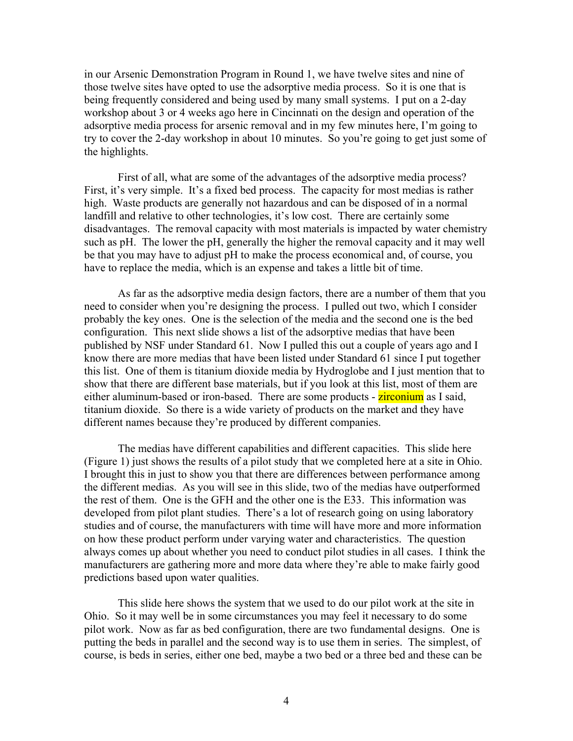in our Arsenic Demonstration Program in Round 1, we have twelve sites and nine of those twelve sites have opted to use the adsorptive media process. So it is one that is being frequently considered and being used by many small systems. I put on a 2-day workshop about 3 or 4 weeks ago here in Cincinnati on the design and operation of the adsorptive media process for arsenic removal and in my few minutes here, I'm going to try to cover the 2-day workshop in about 10 minutes. So you're going to get just some of the highlights.

First of all, what are some of the advantages of the adsorptive media process? First, it's very simple. It's a fixed bed process. The capacity for most medias is rather high. Waste products are generally not hazardous and can be disposed of in a normal landfill and relative to other technologies, it's low cost. There are certainly some disadvantages. The removal capacity with most materials is impacted by water chemistry such as pH. The lower the pH, generally the higher the removal capacity and it may well be that you may have to adjust pH to make the process economical and, of course, you have to replace the media, which is an expense and takes a little bit of time.

As far as the adsorptive media design factors, there are a number of them that you need to consider when you're designing the process. I pulled out two, which I consider probably the key ones. One is the selection of the media and the second one is the bed configuration. This next slide shows a list of the adsorptive medias that have been published by NSF under Standard 61. Now I pulled this out a couple of years ago and I know there are more medias that have been listed under Standard 61 since I put together this list. One of them is titanium dioxide media by Hydroglobe and I just mention that to show that there are different base materials, but if you look at this list, most of them are either aluminum-based or iron-based. There are some products - zirconium as I said, titanium dioxide. So there is a wide variety of products on the market and they have different names because they're produced by different companies.

The medias have different capabilities and different capacities. This slide here (Figure 1) just shows the results of a pilot study that we completed here at a site in Ohio. I brought this in just to show you that there are differences between performance among the different medias. As you will see in this slide, two of the medias have outperformed the rest of them. One is the GFH and the other one is the E33. This information was developed from pilot plant studies. There's a lot of research going on using laboratory studies and of course, the manufacturers with time will have more and more information on how these product perform under varying water and characteristics. The question always comes up about whether you need to conduct pilot studies in all cases. I think the manufacturers are gathering more and more data where they're able to make fairly good predictions based upon water qualities.

This slide here shows the system that we used to do our pilot work at the site in Ohio. So it may well be in some circumstances you may feel it necessary to do some pilot work. Now as far as bed configuration, there are two fundamental designs. One is putting the beds in parallel and the second way is to use them in series. The simplest, of course, is beds in series, either one bed, maybe a two bed or a three bed and these can be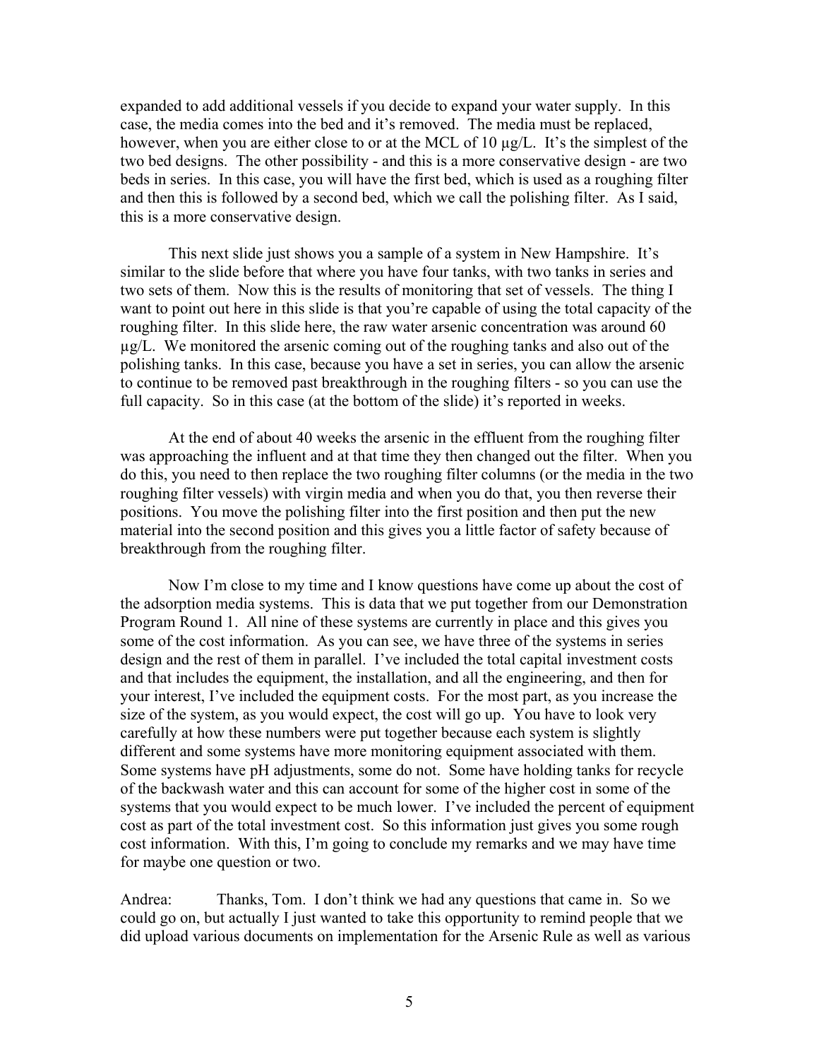expanded to add additional vessels if you decide to expand your water supply. In this case, the media comes into the bed and it's removed. The media must be replaced, however, when you are either close to or at the MCL of 10 µg/L. It's the simplest of the two bed designs. The other possibility - and this is a more conservative design - are two beds in series. In this case, you will have the first bed, which is used as a roughing filter and then this is followed by a second bed, which we call the polishing filter. As I said, this is a more conservative design.

This next slide just shows you a sample of a system in New Hampshire. It's similar to the slide before that where you have four tanks, with two tanks in series and two sets of them. Now this is the results of monitoring that set of vessels. The thing I want to point out here in this slide is that you're capable of using the total capacity of the roughing filter. In this slide here, the raw water arsenic concentration was around 60 µg/L. We monitored the arsenic coming out of the roughing tanks and also out of the polishing tanks. In this case, because you have a set in series, you can allow the arsenic to continue to be removed past breakthrough in the roughing filters - so you can use the full capacity. So in this case (at the bottom of the slide) it's reported in weeks.

At the end of about 40 weeks the arsenic in the effluent from the roughing filter was approaching the influent and at that time they then changed out the filter. When you do this, you need to then replace the two roughing filter columns (or the media in the two roughing filter vessels) with virgin media and when you do that, you then reverse their positions. You move the polishing filter into the first position and then put the new material into the second position and this gives you a little factor of safety because of breakthrough from the roughing filter.

Now I'm close to my time and I know questions have come up about the cost of the adsorption media systems. This is data that we put together from our Demonstration Program Round 1. All nine of these systems are currently in place and this gives you some of the cost information. As you can see, we have three of the systems in series design and the rest of them in parallel. I've included the total capital investment costs and that includes the equipment, the installation, and all the engineering, and then for your interest, I've included the equipment costs. For the most part, as you increase the size of the system, as you would expect, the cost will go up. You have to look very carefully at how these numbers were put together because each system is slightly different and some systems have more monitoring equipment associated with them. Some systems have pH adjustments, some do not. Some have holding tanks for recycle of the backwash water and this can account for some of the higher cost in some of the systems that you would expect to be much lower. I've included the percent of equipment cost as part of the total investment cost. So this information just gives you some rough cost information. With this, I'm going to conclude my remarks and we may have time for maybe one question or two.

Andrea: Thanks, Tom. I don't think we had any questions that came in. So we could go on, but actually I just wanted to take this opportunity to remind people that we did upload various documents on implementation for the Arsenic Rule as well as various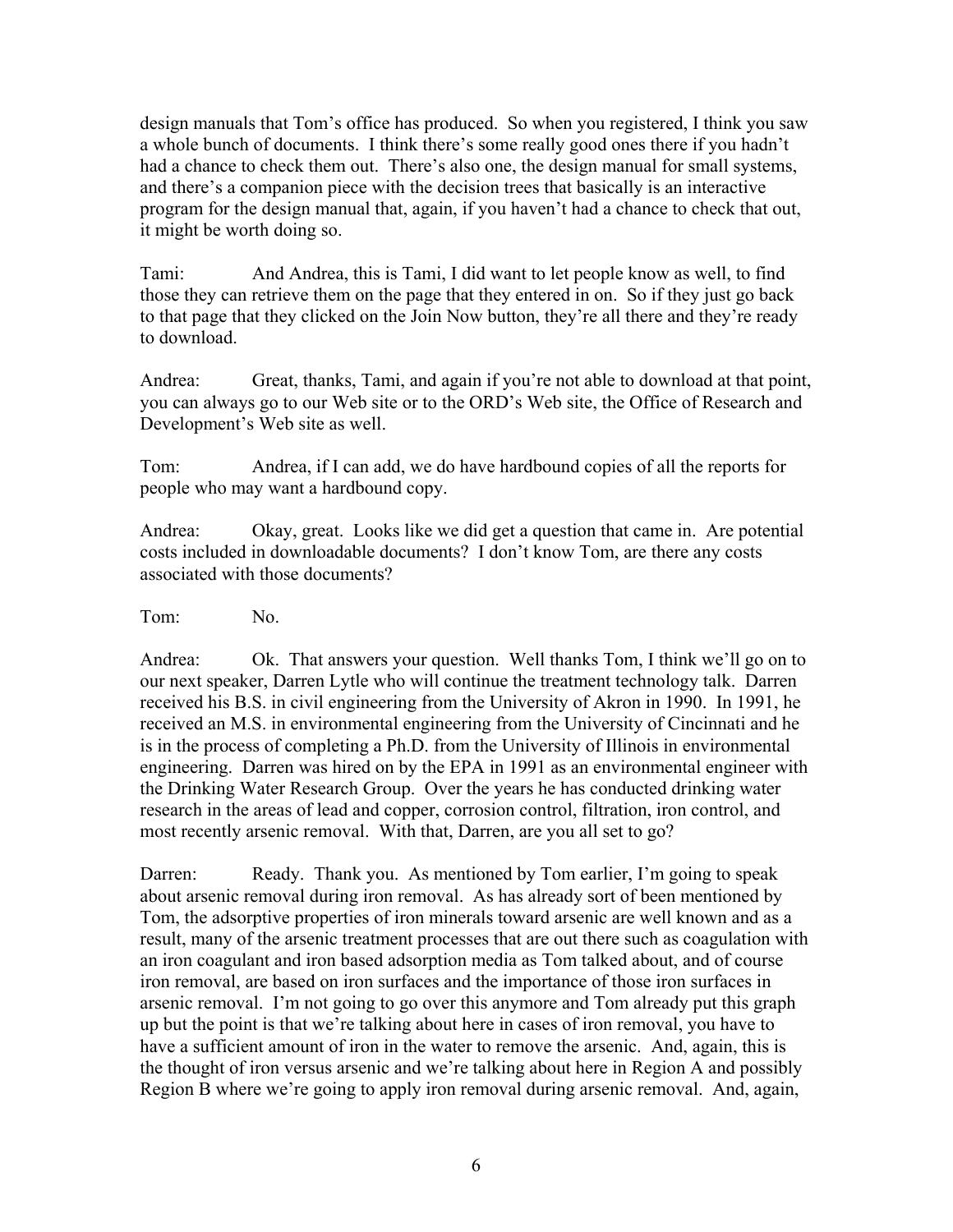design manuals that Tom's office has produced. So when you registered, I think you saw a whole bunch of documents. I think there's some really good ones there if you hadn't had a chance to check them out. There's also one, the design manual for small systems, and there's a companion piece with the decision trees that basically is an interactive program for the design manual that, again, if you haven't had a chance to check that out, it might be worth doing so.

Tami: And Andrea, this is Tami, I did want to let people know as well, to find those they can retrieve them on the page that they entered in on. So if they just go back to that page that they clicked on the Join Now button, they're all there and they're ready to download.

Andrea: Great, thanks, Tami, and again if you're not able to download at that point, you can always go to our Web site or to the ORD's Web site, the Office of Research and Development's Web site as well.

Tom: Andrea, if I can add, we do have hardbound copies of all the reports for people who may want a hardbound copy.

Andrea: Okay, great. Looks like we did get a question that came in. Are potential costs included in downloadable documents? I don't know Tom, are there any costs associated with those documents?

Tom: No.

Andrea: Ok. That answers your question. Well thanks Tom, I think we'll go on to our next speaker, Darren Lytle who will continue the treatment technology talk. Darren received his B.S. in civil engineering from the University of Akron in 1990. In 1991, he received an M.S. in environmental engineering from the University of Cincinnati and he is in the process of completing a Ph.D. from the University of Illinois in environmental engineering. Darren was hired on by the EPA in 1991 as an environmental engineer with the Drinking Water Research Group. Over the years he has conducted drinking water research in the areas of lead and copper, corrosion control, filtration, iron control, and most recently arsenic removal. With that, Darren, are you all set to go?

Darren: Ready. Thank you. As mentioned by Tom earlier, I'm going to speak about arsenic removal during iron removal. As has already sort of been mentioned by Tom, the adsorptive properties of iron minerals toward arsenic are well known and as a result, many of the arsenic treatment processes that are out there such as coagulation with an iron coagulant and iron based adsorption media as Tom talked about, and of course iron removal, are based on iron surfaces and the importance of those iron surfaces in arsenic removal. I'm not going to go over this anymore and Tom already put this graph up but the point is that we're talking about here in cases of iron removal, you have to have a sufficient amount of iron in the water to remove the arsenic. And, again, this is the thought of iron versus arsenic and we're talking about here in Region A and possibly Region B where we're going to apply iron removal during arsenic removal. And, again,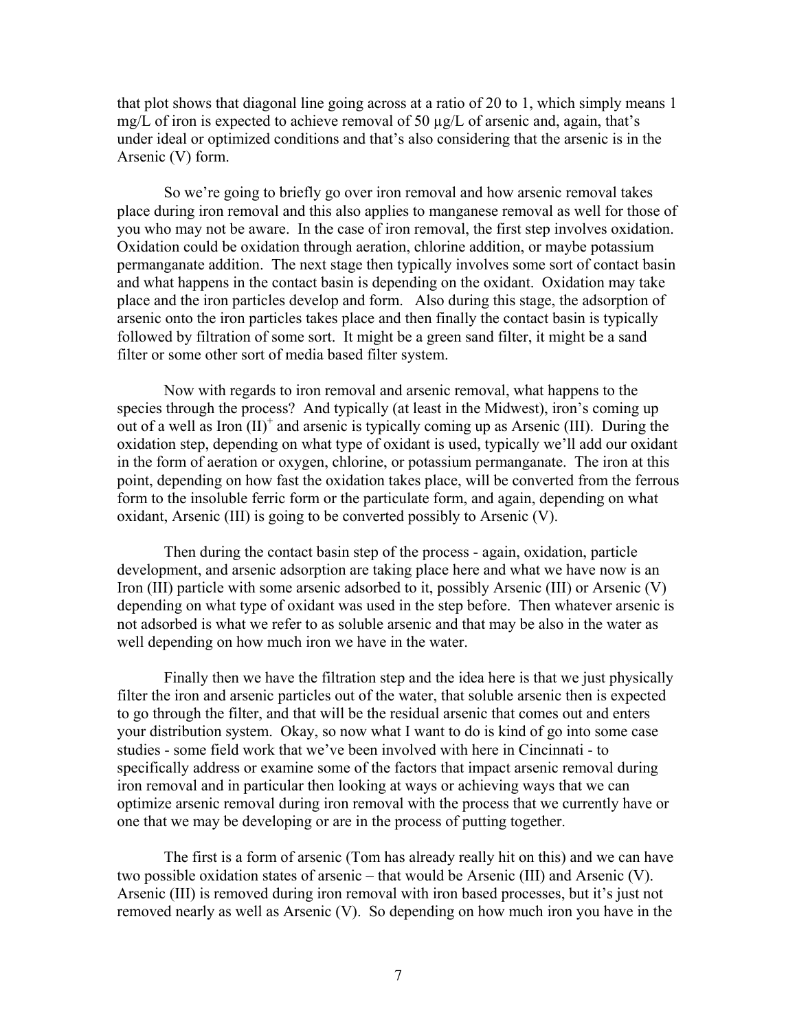that plot shows that diagonal line going across at a ratio of 20 to 1, which simply means 1 mg/L of iron is expected to achieve removal of 50 µg/L of arsenic and, again, that's under ideal or optimized conditions and that's also considering that the arsenic is in the Arsenic (V) form.

So we're going to briefly go over iron removal and how arsenic removal takes place during iron removal and this also applies to manganese removal as well for those of you who may not be aware. In the case of iron removal, the first step involves oxidation. Oxidation could be oxidation through aeration, chlorine addition, or maybe potassium permanganate addition. The next stage then typically involves some sort of contact basin and what happens in the contact basin is depending on the oxidant. Oxidation may take place and the iron particles develop and form. Also during this stage, the adsorption of arsenic onto the iron particles takes place and then finally the contact basin is typically followed by filtration of some sort. It might be a green sand filter, it might be a sand filter or some other sort of media based filter system.

Now with regards to iron removal and arsenic removal, what happens to the species through the process? And typically (at least in the Midwest), iron's coming up out of a well as Iron $(II)^{+}$ and arsenic is typically coming up as Arsenic (III). During the oxidation step, depending on what type of oxidant is used, typically we'll add our oxidant in the form of aeration or oxygen, chlorine, or potassium permanganate. The iron at this point, depending on how fast the oxidation takes place, will be converted from the ferrous form to the insoluble ferric form or the particulate form, and again, depending on what oxidant, Arsenic (III) is going to be converted possibly to Arsenic (V).

Then during the contact basin step of the process - again, oxidation, particle development, and arsenic adsorption are taking place here and what we have now is an Iron (III) particle with some arsenic adsorbed to it, possibly Arsenic (III) or Arsenic (V) depending on what type of oxidant was used in the step before. Then whatever arsenic is not adsorbed is what we refer to as soluble arsenic and that may be also in the water as well depending on how much iron we have in the water.

Finally then we have the filtration step and the idea here is that we just physically filter the iron and arsenic particles out of the water, that soluble arsenic then is expected to go through the filter, and that will be the residual arsenic that comes out and enters your distribution system. Okay, so now what I want to do is kind of go into some case studies - some field work that we've been involved with here in Cincinnati - to specifically address or examine some of the factors that impact arsenic removal during iron removal and in particular then looking at ways or achieving ways that we can optimize arsenic removal during iron removal with the process that we currently have or one that we may be developing or are in the process of putting together.

The first is a form of arsenic (Tom has already really hit on this) and we can have two possible oxidation states of arsenic – that would be Arsenic (III) and Arsenic (V). Arsenic (III) is removed during iron removal with iron based processes, but it's just not removed nearly as well as Arsenic (V). So depending on how much iron you have in the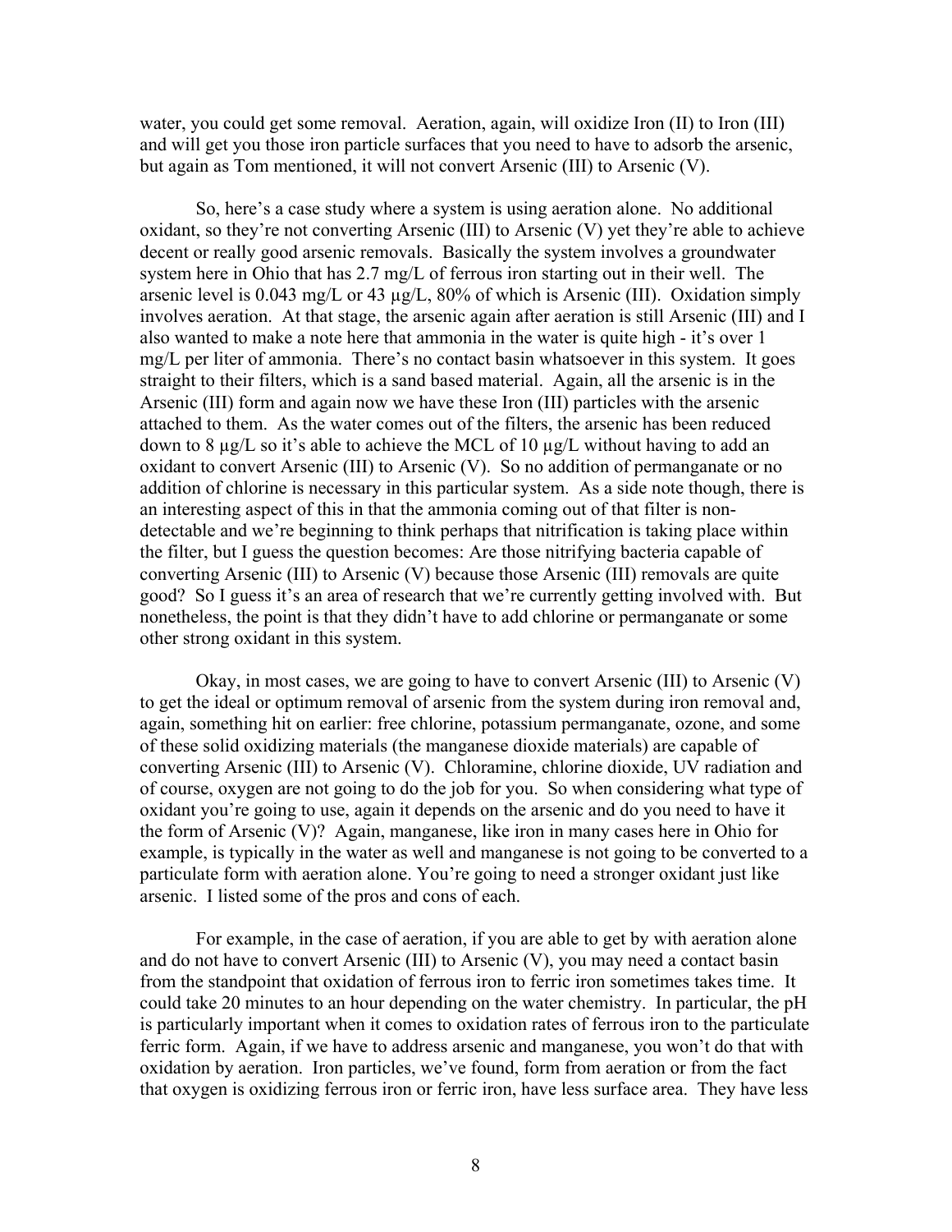water, you could get some removal. Aeration, again, will oxidize Iron (II) to Iron (III) and will get you those iron particle surfaces that you need to have to adsorb the arsenic, but again as Tom mentioned, it will not convert Arsenic (III) to Arsenic (V).

So, here's a case study where a system is using aeration alone. No additional oxidant, so they're not converting Arsenic (III) to Arsenic (V) yet they're able to achieve decent or really good arsenic removals. Basically the system involves a groundwater system here in Ohio that has 2.7 mg/L of ferrous iron starting out in their well. The arsenic level is 0.043 mg/L or 43 µg/L, 80% of which is Arsenic (III). Oxidation simply involves aeration. At that stage, the arsenic again after aeration is still Arsenic (III) and I also wanted to make a note here that ammonia in the water is quite high - it's over 1 mg/L per liter of ammonia. There's no contact basin whatsoever in this system. It goes straight to their filters, which is a sand based material. Again, all the arsenic is in the Arsenic (III) form and again now we have these Iron (III) particles with the arsenic attached to them. As the water comes out of the filters, the arsenic has been reduced down to 8 µg/L so it's able to achieve the MCL of 10 µg/L without having to add an oxidant to convert Arsenic (III) to Arsenic (V). So no addition of permanganate or no addition of chlorine is necessary in this particular system. As a side note though, there is an interesting aspect of this in that the ammonia coming out of that filter is non-detectable and we're beginning to think perhaps that nitrification is taking place within the filter, but I guess the question becomes: Are those nitrifying bacteria capable of converting Arsenic (III) to Arsenic (V) because those Arsenic (III) removals are quite good? So I guess it's an area of research that we're currently getting involved with. But nonetheless, the point is that they didn't have to add chlorine or permanganate or some other strong oxidant in this system.

Okay, in most cases, we are going to have to convert Arsenic (III) to Arsenic (V) to get the ideal or optimum removal of arsenic from the system during iron removal and, again, something hit on earlier: free chlorine, potassium permanganate, ozone, and some of these solid oxidizing materials (the manganese dioxide materials) are capable of converting Arsenic (III) to Arsenic (V). Chloramine, chlorine dioxide, UV radiation and of course, oxygen are not going to do the job for you. So when considering what type of oxidant you're going to use, again it depends on the arsenic and do you need to have it the form of Arsenic (V)? Again, manganese, like iron in many cases here in Ohio for example, is typically in the water as well and manganese is not going to be converted to a particulate form with aeration alone. You're going to need a stronger oxidant just like arsenic. I listed some of the pros and cons of each.

For example, in the case of aeration, if you are able to get by with aeration alone and do not have to convert Arsenic (III) to Arsenic (V), you may need a contact basin from the standpoint that oxidation of ferrous iron to ferric iron sometimes takes time. It could take 20 minutes to an hour depending on the water chemistry. In particular, the pH is particularly important when it comes to oxidation rates of ferrous iron to the particulate ferric form. Again, if we have to address arsenic and manganese, you won't do that with oxidation by aeration. Iron particles, we've found, form from aeration or from the fact that oxygen is oxidizing ferrous iron or ferric iron, have less surface area. They have less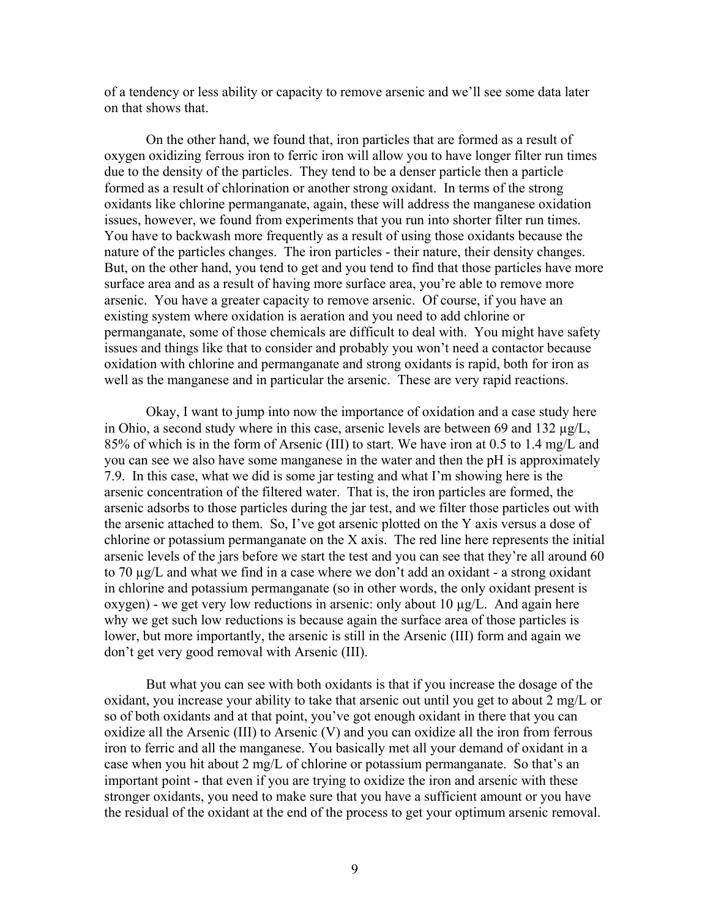of a tendency or less ability or capacity to remove arsenic and we'll see some data later on that shows that.

On the other hand, we found that, iron particles that are formed as a result of oxygen oxidizing ferrous iron to ferric iron will allow you to have longer filter run times due to the density of the particles. They tend to be a denser particle then a particle formed as a result of chlorination or another strong oxidant. In terms of the strong oxidants like chlorine permanganate, again, these will address the manganese oxidation issues, however, we found from experiments that you run into shorter filter run times. You have to backwash more frequently as a result of using those oxidants because the nature of the particles changes. The iron particles - their nature, their density changes. But, on the other hand, you tend to get and you tend to find that those particles have more surface area and as a result of having more surface area, you're able to remove more arsenic. You have a greater capacity to remove arsenic. Of course, if you have an existing system where oxidation is aeration and you need to add chlorine or permanganate, some of those chemicals are difficult to deal with. You might have safety issues and things like that to consider and probably you won't need a contactor because oxidation with chlorine and permanganate and strong oxidants is rapid, both for iron as well as the manganese and in particular the arsenic. These are very rapid reactions.

Okay, I want to jump into now the importance of oxidation and a case study here in Ohio, a second study where in this case, arsenic levels are between 69 and 132 µg/L, 85% of which is in the form of Arsenic (III) to start. We have iron at 0.5 to 1.4 mg/L and you can see we also have some manganese in the water and then the pH is approximately 7.9. In this case, what we did is some jar testing and what I'm showing here is the arsenic concentration of the filtered water. That is, the iron particles are formed, the arsenic adsorbs to those particles during the jar test, and we filter those particles out with the arsenic attached to them. So, I've got arsenic plotted on the Y axis versus a dose of chlorine or potassium permanganate on the X axis. The red line here represents the initial arsenic levels of the jars before we start the test and you can see that they're all around 60 to 70 µg/L and what we find in a case where we don't add an oxidant - a strong oxidant in chlorine and potassium permanganate (so in other words, the only oxidant present is oxygen) - we get very low reductions in arsenic: only about 10 µg/L. And again here why we get such low reductions is because again the surface area of those particles is lower, but more importantly, the arsenic is still in the Arsenic (III) form and again we don't get very good removal with Arsenic (III).

But what you can see with both oxidants is that if you increase the dosage of the oxidant, you increase your ability to take that arsenic out until you get to about 2 mg/L or so of both oxidants and at that point, you've got enough oxidant in there that you can oxidize all the Arsenic (III) to Arsenic (V) and you can oxidize all the iron from ferrous iron to ferric and all the manganese. You basically met all your demand of oxidant in a case when you hit about 2 mg/L of chlorine or potassium permanganate. So that's an important point - that even if you are trying to oxidize the iron and arsenic with these stronger oxidants, you need to make sure that you have a sufficient amount or you have the residual of the oxidant at the end of the process to get your optimum arsenic removal.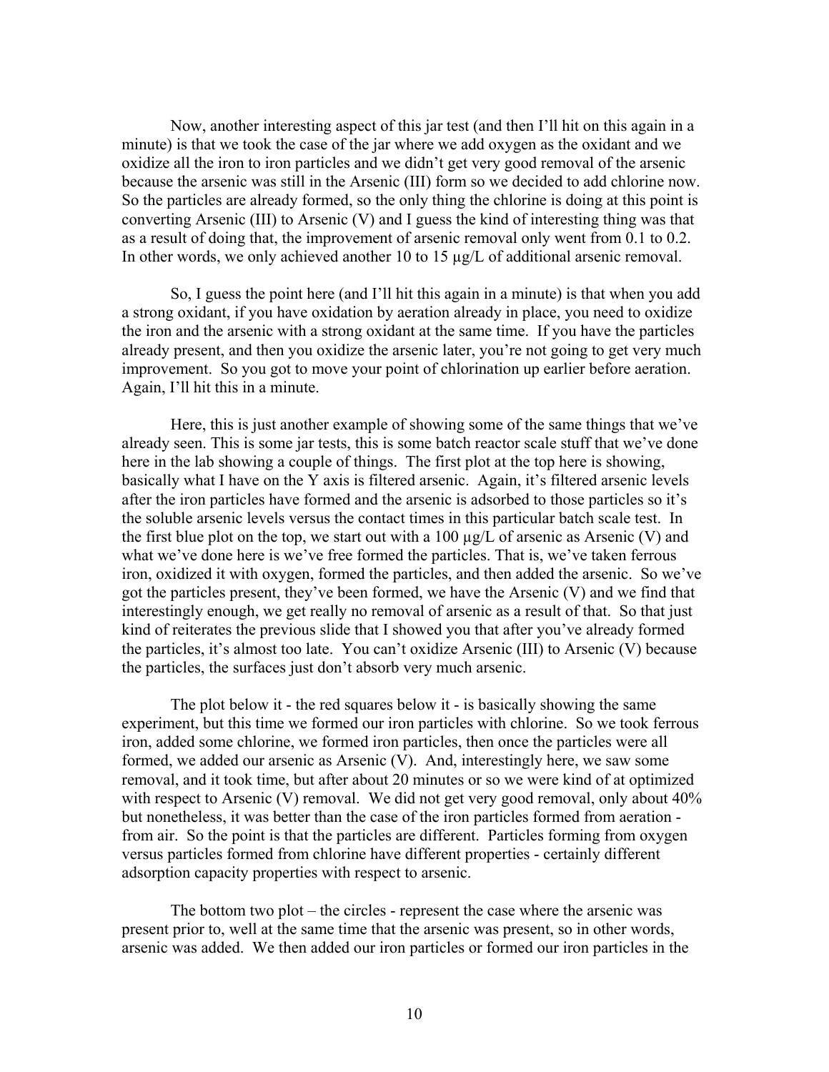Now, another interesting aspect of this jar test (and then I'll hit on this again in a minute) is that we took the case of the jar where we add oxygen as the oxidant and we oxidize all the iron to iron particles and we didn't get very good removal of the arsenic because the arsenic was still in the Arsenic (III) form so we decided to add chlorine now. So the particles are already formed, so the only thing the chlorine is doing at this point is converting Arsenic (III) to Arsenic (V) and I guess the kind of interesting thing was that as a result of doing that, the improvement of arsenic removal only went from 0.1 to 0.2. In other words, we only achieved another 10 to 15 µg/L of additional arsenic removal.

So, I guess the point here (and I'll hit this again in a minute) is that when you add a strong oxidant, if you have oxidation by aeration already in place, you need to oxidize the iron and the arsenic with a strong oxidant at the same time. If you have the particles already present, and then you oxidize the arsenic later, you're not going to get very much improvement. So you got to move your point of chlorination up earlier before aeration. Again, I'll hit this in a minute.

Here, this is just another example of showing some of the same things that we've already seen. This is some jar tests, this is some batch reactor scale stuff that we've done here in the lab showing a couple of things. The first plot at the top here is showing, basically what I have on the Y axis is filtered arsenic. Again, it's filtered arsenic levels after the iron particles have formed and the arsenic is adsorbed to those particles so it's the soluble arsenic levels versus the contact times in this particular batch scale test. In the first blue plot on the top, we start out with a 100 µg/L of arsenic as Arsenic (V) and what we've done here is we've free formed the particles. That is, we've taken ferrous iron, oxidized it with oxygen, formed the particles, and then added the arsenic. So we've got the particles present, they've been formed, we have the Arsenic (V) and we find that interestingly enough, we get really no removal of arsenic as a result of that. So that just kind of reiterates the previous slide that I showed you that after you've already formed the particles, it's almost too late. You can't oxidize Arsenic (III) to Arsenic (V) because the particles, the surfaces just don't absorb very much arsenic.

The plot below it - the red squares below it - is basically showing the same experiment, but this time we formed our iron particles with chlorine. So we took ferrous iron, added some chlorine, we formed iron particles, then once the particles were all formed, we added our arsenic as Arsenic (V). And, interestingly here, we saw some removal, and it took time, but after about 20 minutes or so we were kind of at optimized with respect to Arsenic (V) removal. We did not get very good removal, only about 40% but nonetheless, it was better than the case of the iron particles formed from aeration - from air. So the point is that the particles are different. Particles forming from oxygen versus particles formed from chlorine have different properties - certainly different adsorption capacity properties with respect to arsenic.

The bottom two plot – the circles - represent the case where the arsenic was present prior to, well at the same time that the arsenic was present, so in other words, arsenic was added. We then added our iron particles or formed our iron particles in the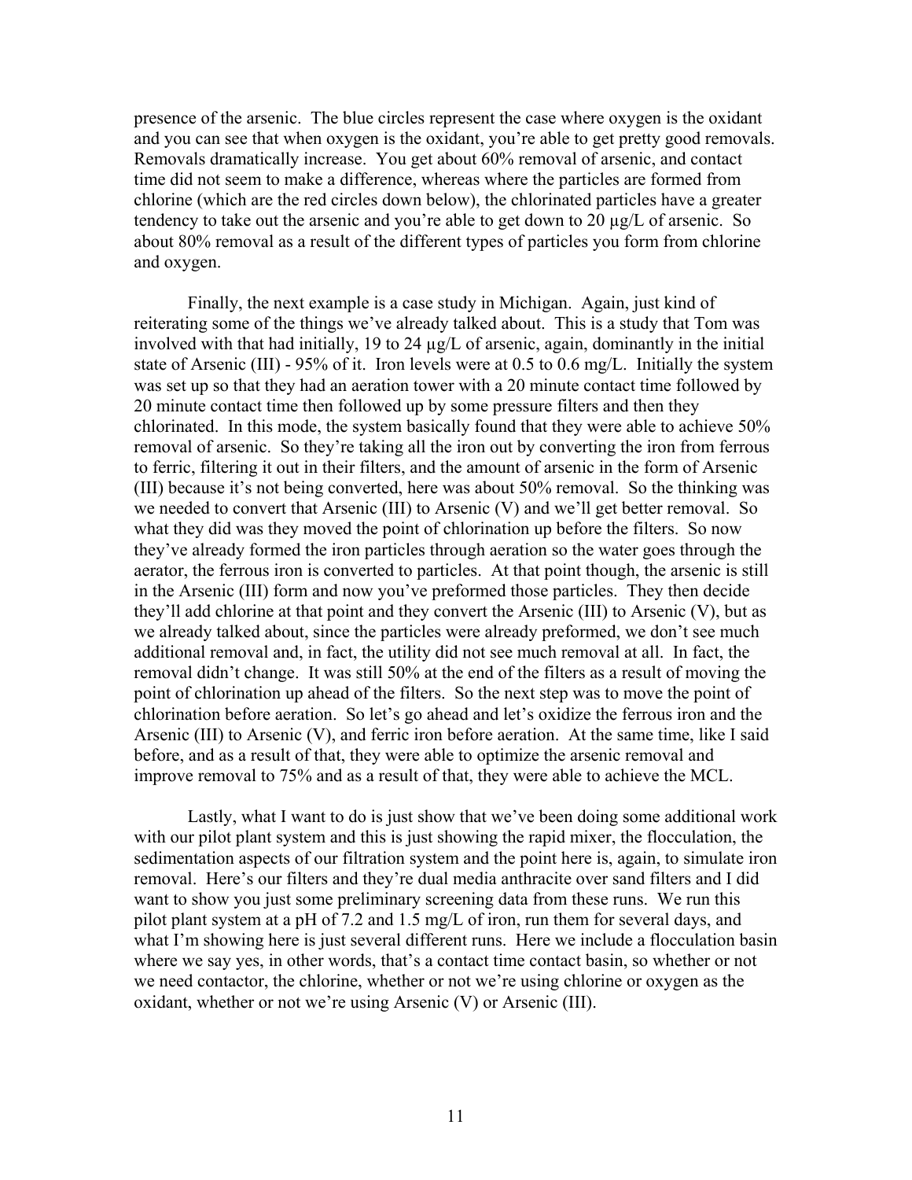presence of the arsenic. The blue circles represent the case where oxygen is the oxidant and you can see that when oxygen is the oxidant, you're able to get pretty good removals. Removals dramatically increase. You get about 60% removal of arsenic, and contact time did not seem to make a difference, whereas where the particles are formed from chlorine (which are the red circles down below), the chlorinated particles have a greater tendency to take out the arsenic and you're able to get down to 20 µg/L of arsenic. So about 80% removal as a result of the different types of particles you form from chlorine and oxygen.

Finally, the next example is a case study in Michigan. Again, just kind of reiterating some of the things we've already talked about. This is a study that Tom was involved with that had initially, 19 to 24 µg/L of arsenic, again, dominantly in the initial state of Arsenic (III) - 95% of it. Iron levels were at 0.5 to 0.6 mg/L. Initially the system was set up so that they had an aeration tower with a 20 minute contact time followed by 20 minute contact time then followed up by some pressure filters and then they chlorinated. In this mode, the system basically found that they were able to achieve 50% removal of arsenic. So they're taking all the iron out by converting the iron from ferrous to ferric, filtering it out in their filters, and the amount of arsenic in the form of Arsenic (III) because it's not being converted, here was about 50% removal. So the thinking was we needed to convert that Arsenic (III) to Arsenic (V) and we'll get better removal. So what they did was they moved the point of chlorination up before the filters. So now they've already formed the iron particles through aeration so the water goes through the aerator, the ferrous iron is converted to particles. At that point though, the arsenic is still in the Arsenic (III) form and now you've preformed those particles. They then decide they'll add chlorine at that point and they convert the Arsenic (III) to Arsenic (V), but as we already talked about, since the particles were already preformed, we don't see much additional removal and, in fact, the utility did not see much removal at all. In fact, the removal didn't change. It was still 50% at the end of the filters as a result of moving the point of chlorination up ahead of the filters. So the next step was to move the point of chlorination before aeration. So let's go ahead and let's oxidize the ferrous iron and the Arsenic (III) to Arsenic (V), and ferric iron before aeration. At the same time, like I said before, and as a result of that, they were able to optimize the arsenic removal and improve removal to 75% and as a result of that, they were able to achieve the MCL.

Lastly, what I want to do is just show that we've been doing some additional work with our pilot plant system and this is just showing the rapid mixer, the flocculation, the sedimentation aspects of our filtration system and the point here is, again, to simulate iron removal. Here's our filters and they're dual media anthracite over sand filters and I did want to show you just some preliminary screening data from these runs. We run this pilot plant system at a pH of 7.2 and 1.5 mg/L of iron, run them for several days, and what I'm showing here is just several different runs. Here we include a flocculation basin where we say yes, in other words, that's a contact time contact basin, so whether or not we need contactor, the chlorine, whether or not we're using chlorine or oxygen as the oxidant, whether or not we're using Arsenic (V) or Arsenic (III).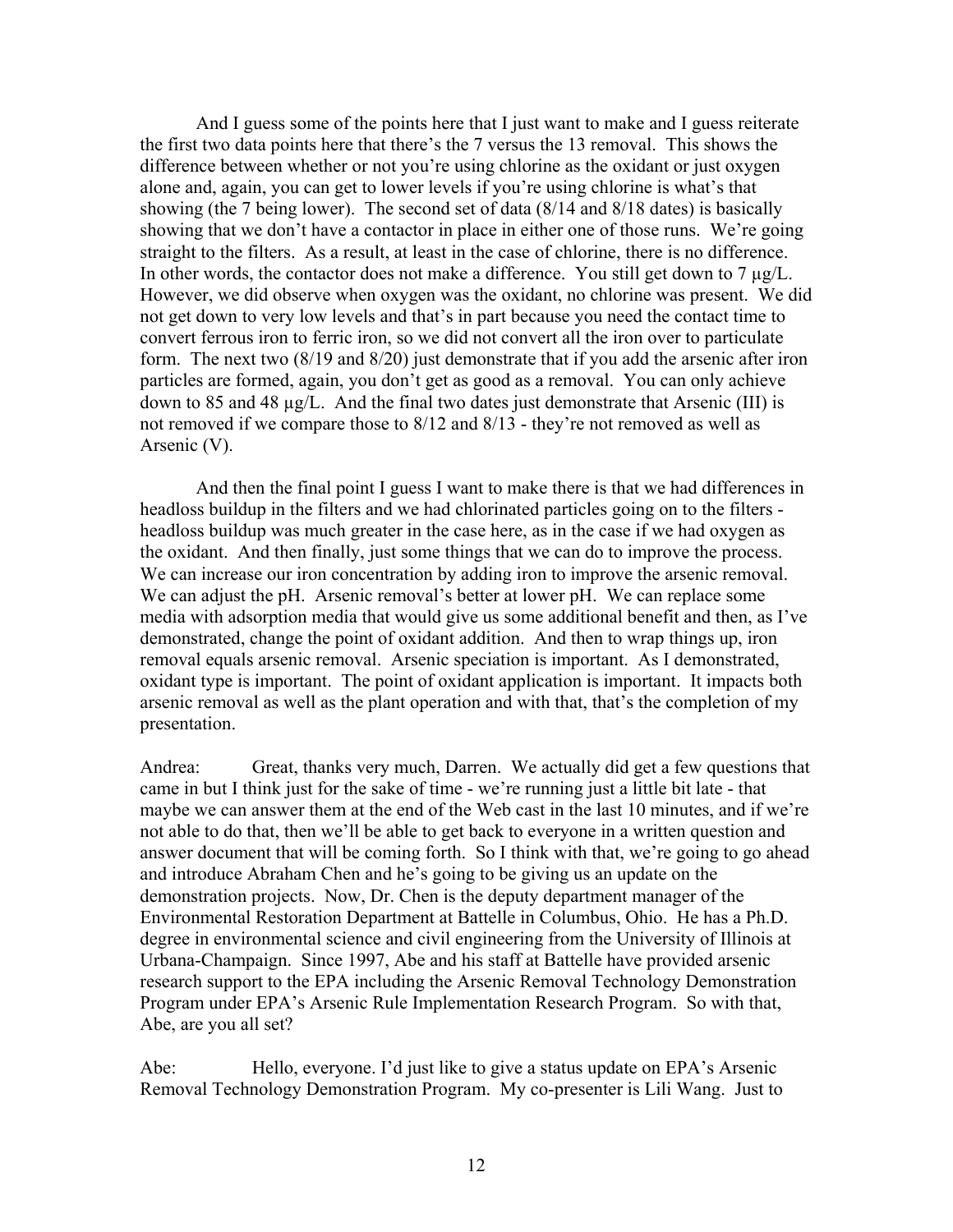And I guess some of the points here that I just want to make and I guess reiterate the first two data points here that there's the 7 versus the 13 removal. This shows the difference between whether or not you're using chlorine as the oxidant or just oxygen alone and, again, you can get to lower levels if you're using chlorine is what's that showing (the 7 being lower). The second set of data (8/14 and 8/18 dates) is basically showing that we don't have a contactor in place in either one of those runs. We're going straight to the filters. As a result, at least in the case of chlorine, there is no difference. In other words, the contactor does not make a difference. You still get down to 7 µg/L. However, we did observe when oxygen was the oxidant, no chlorine was present. We did not get down to very low levels and that's in part because you need the contact time to convert ferrous iron to ferric iron, so we did not convert all the iron over to particulate form. The next two (8/19 and 8/20) just demonstrate that if you add the arsenic after iron particles are formed, again, you don't get as good as a removal. You can only achieve down to 85 and 48 µg/L. And the final two dates just demonstrate that Arsenic (III) is not removed if we compare those to 8/12 and 8/13 - they're not removed as well as Arsenic (V).

And then the final point I guess I want to make there is that we had differences in headloss buildup in the filters and we had chlorinated particles going on to the filters - headloss buildup was much greater in the case here, as in the case if we had oxygen as the oxidant. And then finally, just some things that we can do to improve the process. We can increase our iron concentration by adding iron to improve the arsenic removal. We can adjust the pH. Arsenic removal's better at lower pH. We can replace some media with adsorption media that would give us some additional benefit and then, as I've demonstrated, change the point of oxidant addition. And then to wrap things up, iron removal equals arsenic removal. Arsenic speciation is important. As I demonstrated, oxidant type is important. The point of oxidant application is important. It impacts both arsenic removal as well as the plant operation and with that, that's the completion of my presentation.

Andrea: Great, thanks very much, Darren. We actually did get a few questions that came in but I think just for the sake of time - we're running just a little bit late - that maybe we can answer them at the end of the Web cast in the last 10 minutes, and if we're not able to do that, then we'll be able to get back to everyone in a written question and answer document that will be coming forth. So I think with that, we're going to go ahead and introduce Abraham Chen and he's going to be giving us an update on the demonstration projects. Now, Dr. Chen is the deputy department manager of the Environmental Restoration Department at Battelle in Columbus, Ohio. He has a Ph.D. degree in environmental science and civil engineering from the University of Illinois at Urbana-Champaign. Since 1997, Abe and his staff at Battelle have provided arsenic research support to the EPA including the Arsenic Removal Technology Demonstration Program under EPA's Arsenic Rule Implementation Research Program. So with that, Abe, are you all set?

Abe: Hello, everyone. I'd just like to give a status update on EPA's Arsenic Removal Technology Demonstration Program. My co-presenter is Lili Wang. Just to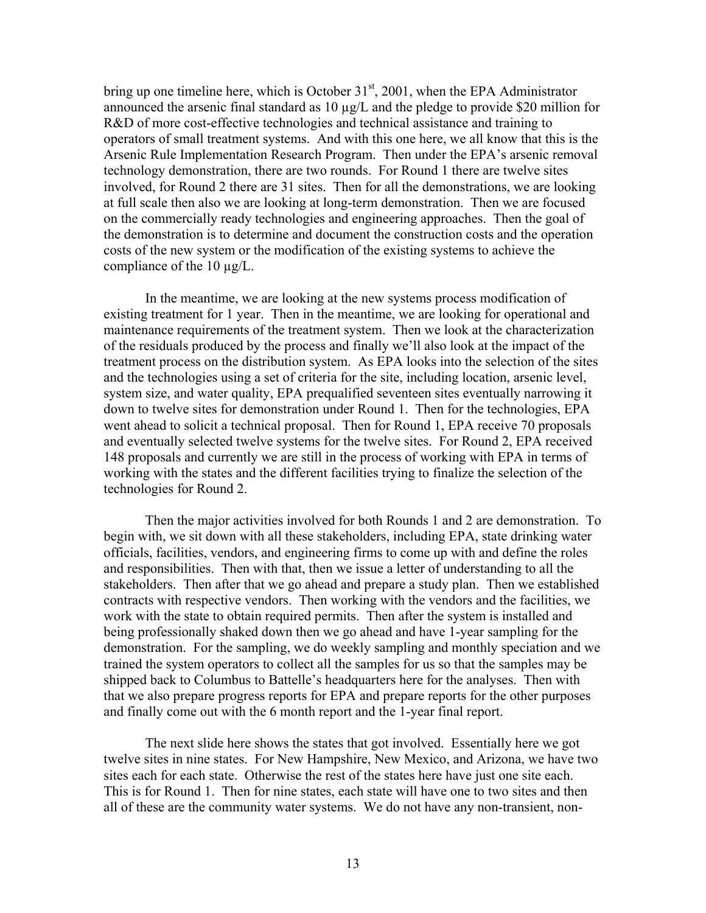bring up one timeline here, which is October 31st, 2001, when the EPA Administrator announced the arsenic final standard as 10 µg/L and the pledge to provide $20 million for R&D of more cost-effective technologies and technical assistance and training to operators of small treatment systems. And with this one here, we all know that this is the Arsenic Rule Implementation Research Program. Then under the EPA's arsenic removal technology demonstration, there are two rounds. For Round 1 there are twelve sites involved, for Round 2 there are 31 sites. Then for all the demonstrations, we are looking at full scale then also we are looking at long-term demonstration. Then we are focused on the commercially ready technologies and engineering approaches. Then the goal of the demonstration is to determine and document the construction costs and the operation costs of the new system or the modification of the existing systems to achieve the compliance of the 10 µg/L.

In the meantime, we are looking at the new systems process modification of existing treatment for 1 year. Then in the meantime, we are looking for operational and maintenance requirements of the treatment system. Then we look at the characterization of the residuals produced by the process and finally we'll also look at the impact of the treatment process on the distribution system. As EPA looks into the selection of the sites and the technologies using a set of criteria for the site, including location, arsenic level, system size, and water quality, EPA prequalified seventeen sites eventually narrowing it down to twelve sites for demonstration under Round 1. Then for the technologies, EPA went ahead to solicit a technical proposal. Then for Round 1, EPA receive 70 proposals and eventually selected twelve systems for the twelve sites. For Round 2, EPA received 148 proposals and currently we are still in the process of working with EPA in terms of working with the states and the different facilities trying to finalize the selection of the technologies for Round 2.

Then the major activities involved for both Rounds 1 and 2 are demonstration. To begin with, we sit down with all these stakeholders, including EPA, state drinking water officials, facilities, vendors, and engineering firms to come up with and define the roles and responsibilities. Then with that, then we issue a letter of understanding to all the stakeholders. Then after that we go ahead and prepare a study plan. Then we established contracts with respective vendors. Then working with the vendors and the facilities, we work with the state to obtain required permits. Then after the system is installed and being professionally shaked down then we go ahead and have 1-year sampling for the demonstration. For the sampling, we do weekly sampling and monthly speciation and we trained the system operators to collect all the samples for us so that the samples may be shipped back to Columbus to Battelle's headquarters here for the analyses. Then with that we also prepare progress reports for EPA and prepare reports for the other purposes and finally come out with the 6 month report and the 1-year final report.

The next slide here shows the states that got involved. Essentially here we got twelve sites in nine states. For New Hampshire, New Mexico, and Arizona, we have two sites each for each state. Otherwise the rest of the states here have just one site each. This is for Round 1. Then for nine states, each state will have one to two sites and then all of these are the community water systems. We do not have any non-transient, non-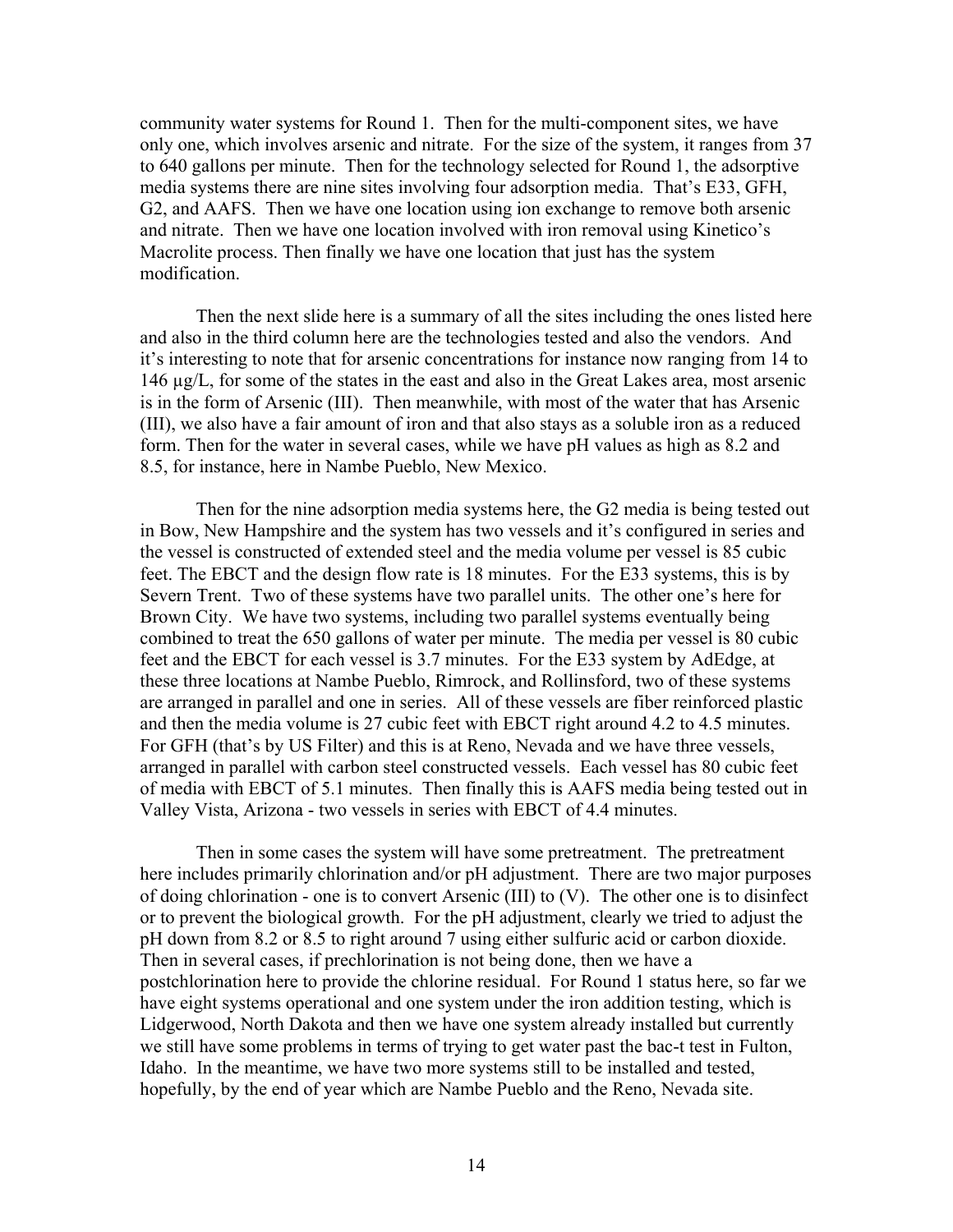community water systems for Round 1. Then for the multi-component sites, we have only one, which involves arsenic and nitrate. For the size of the system, it ranges from 37 to 640 gallons per minute. Then for the technology selected for Round 1, the adsorptive media systems there are nine sites involving four adsorption media. That's E33, GFH, G2, and AAFS. Then we have one location using ion exchange to remove both arsenic and nitrate. Then we have one location involved with iron removal using Kinetico's Macrolite process. Then finally we have one location that just has the system modification.

Then the next slide here is a summary of all the sites including the ones listed here and also in the third column here are the technologies tested and also the vendors. And it's interesting to note that for arsenic concentrations for instance now ranging from 14 to 146 µg/L, for some of the states in the east and also in the Great Lakes area, most arsenic is in the form of Arsenic (III). Then meanwhile, with most of the water that has Arsenic (III), we also have a fair amount of iron and that also stays as a soluble iron as a reduced form. Then for the water in several cases, while we have pH values as high as 8.2 and 8.5, for instance, here in Nambe Pueblo, New Mexico.

Then for the nine adsorption media systems here, the G2 media is being tested out in Bow, New Hampshire and the system has two vessels and it's configured in series and the vessel is constructed of extended steel and the media volume per vessel is 85 cubic feet. The EBCT and the design flow rate is 18 minutes. For the E33 systems, this is by Severn Trent. Two of these systems have two parallel units. The other one's here for Brown City. We have two systems, including two parallel systems eventually being combined to treat the 650 gallons of water per minute. The media per vessel is 80 cubic feet and the EBCT for each vessel is 3.7 minutes. For the E33 system by AdEdge, at these three locations at Nambe Pueblo, Rimrock, and Rollinsford, two of these systems are arranged in parallel and one in series. All of these vessels are fiber reinforced plastic and then the media volume is 27 cubic feet with EBCT right around 4.2 to 4.5 minutes. For GFH (that's by US Filter) and this is at Reno, Nevada and we have three vessels, arranged in parallel with carbon steel constructed vessels. Each vessel has 80 cubic feet of media with EBCT of 5.1 minutes. Then finally this is AAFS media being tested out in Valley Vista, Arizona - two vessels in series with EBCT of 4.4 minutes.

Then in some cases the system will have some pretreatment. The pretreatment here includes primarily chlorination and/or pH adjustment. There are two major purposes of doing chlorination - one is to convert Arsenic (III) to (V). The other one is to disinfect or to prevent the biological growth. For the pH adjustment, clearly we tried to adjust the pH down from 8.2 or 8.5 to right around 7 using either sulfuric acid or carbon dioxide. Then in several cases, if prechlorination is not being done, then we have a postchlorination here to provide the chlorine residual. For Round 1 status here, so far we have eight systems operational and one system under the iron addition testing, which is Lidgerwood, North Dakota and then we have one system already installed but currently we still have some problems in terms of trying to get water past the bac-t test in Fulton, Idaho. In the meantime, we have two more systems still to be installed and tested, hopefully, by the end of year which are Nambe Pueblo and the Reno, Nevada site.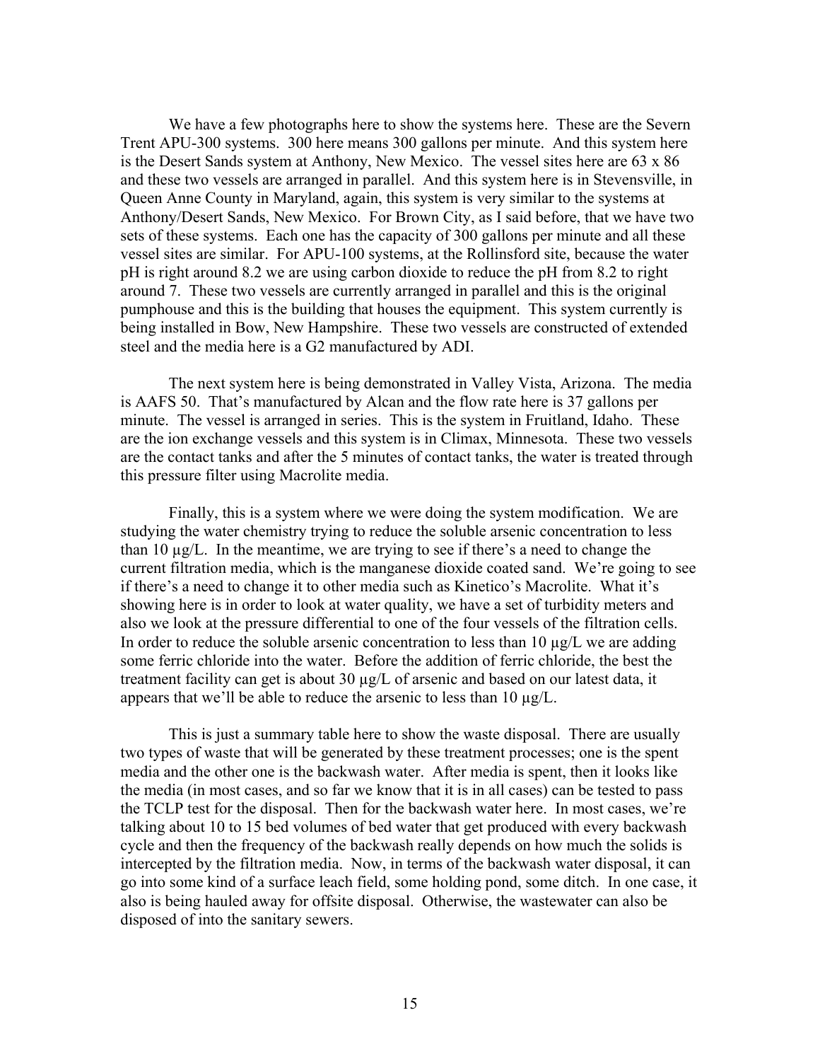We have a few photographs here to show the systems here. These are the Severn Trent APU-300 systems. 300 here means 300 gallons per minute. And this system here is the Desert Sands system at Anthony, New Mexico. The vessel sites here are 63 x 86 and these two vessels are arranged in parallel. And this system here is in Stevensville, in Queen Anne County in Maryland, again, this system is very similar to the systems at Anthony/Desert Sands, New Mexico. For Brown City, as I said before, that we have two sets of these systems. Each one has the capacity of 300 gallons per minute and all these vessel sites are similar. For APU-100 systems, at the Rollinsford site, because the water pH is right around 8.2 we are using carbon dioxide to reduce the pH from 8.2 to right around 7. These two vessels are currently arranged in parallel and this is the original pumphouse and this is the building that houses the equipment. This system currently is being installed in Bow, New Hampshire. These two vessels are constructed of extended steel and the media here is a G2 manufactured by ADI.

The next system here is being demonstrated in Valley Vista, Arizona. The media is AAFS 50. That's manufactured by Alcan and the flow rate here is 37 gallons per minute. The vessel is arranged in series. This is the system in Fruitland, Idaho. These are the ion exchange vessels and this system is in Climax, Minnesota. These two vessels are the contact tanks and after the 5 minutes of contact tanks, the water is treated through this pressure filter using Macrolite media.

Finally, this is a system where we were doing the system modification. We are studying the water chemistry trying to reduce the soluble arsenic concentration to less than 10 µg/L. In the meantime, we are trying to see if there's a need to change the current filtration media, which is the manganese dioxide coated sand. We're going to see if there's a need to change it to other media such as Kinetico's Macrolite. What it's showing here is in order to look at water quality, we have a set of turbidity meters and also we look at the pressure differential to one of the four vessels of the filtration cells. In order to reduce the soluble arsenic concentration to less than 10 µg/L we are adding some ferric chloride into the water. Before the addition of ferric chloride, the best the treatment facility can get is about 30 µg/L of arsenic and based on our latest data, it appears that we'll be able to reduce the arsenic to less than 10 µg/L.

This is just a summary table here to show the waste disposal. There are usually two types of waste that will be generated by these treatment processes; one is the spent media and the other one is the backwash water. After media is spent, then it looks like the media (in most cases, and so far we know that it is in all cases) can be tested to pass the TCLP test for the disposal. Then for the backwash water here. In most cases, we're talking about 10 to 15 bed volumes of bed water that get produced with every backwash cycle and then the frequency of the backwash really depends on how much the solids is intercepted by the filtration media. Now, in terms of the backwash water disposal, it can go into some kind of a surface leach field, some holding pond, some ditch. In one case, it also is being hauled away for offsite disposal. Otherwise, the wastewater can also be disposed of into the sanitary sewers.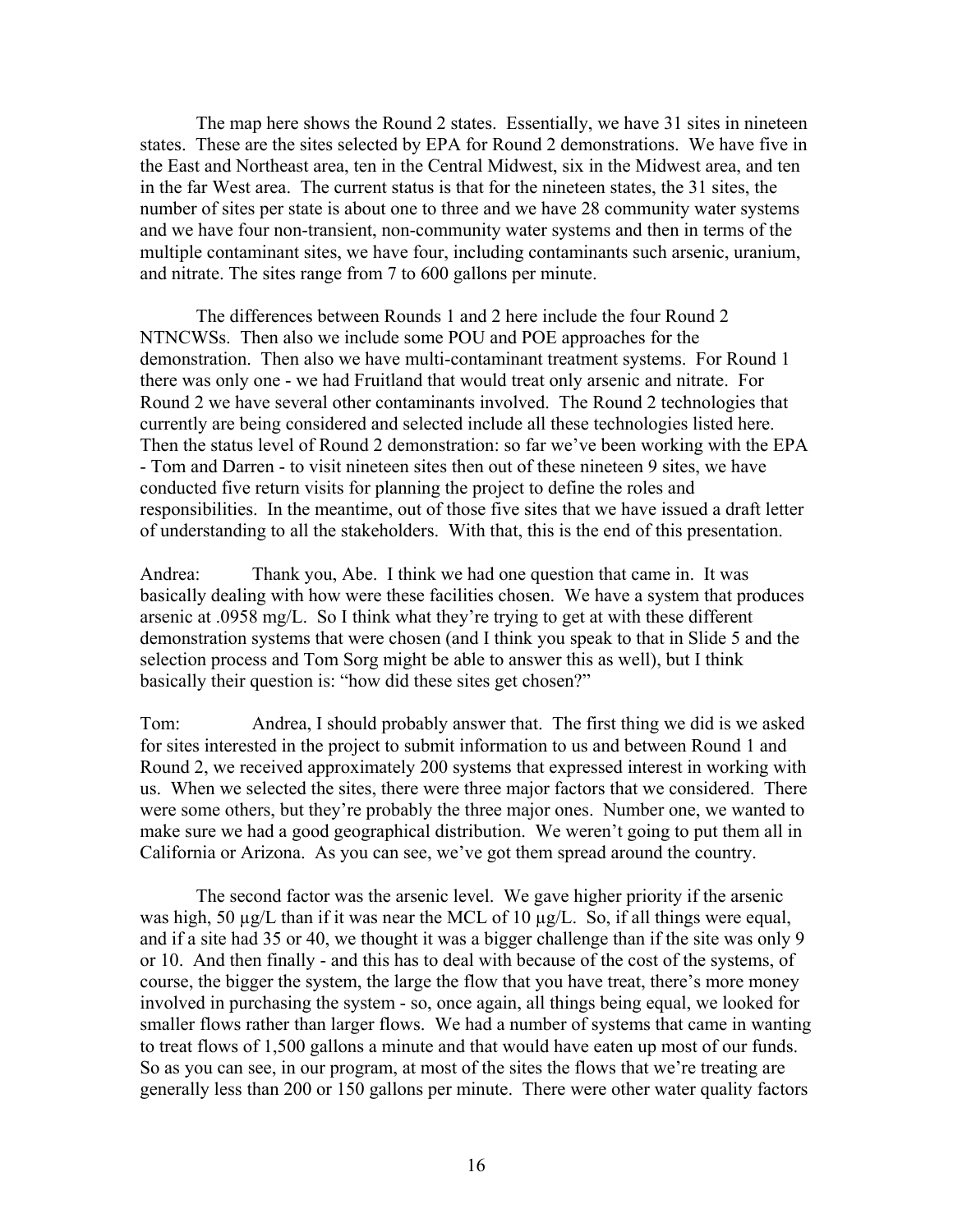The map here shows the Round 2 states. Essentially, we have 31 sites in nineteen states. These are the sites selected by EPA for Round 2 demonstrations. We have five in the East and Northeast area, ten in the Central Midwest, six in the Midwest area, and ten in the far West area. The current status is that for the nineteen states, the 31 sites, the number of sites per state is about one to three and we have 28 community water systems and we have four non-transient, non-community water systems and then in terms of the multiple contaminant sites, we have four, including contaminants such arsenic, uranium, and nitrate. The sites range from 7 to 600 gallons per minute.

The differences between Rounds 1 and 2 here include the four Round 2 NTNCWSs. Then also we include some POU and POE approaches for the demonstration. Then also we have multi-contaminant treatment systems. For Round 1 there was only one - we had Fruitland that would treat only arsenic and nitrate. For Round 2 we have several other contaminants involved. The Round 2 technologies that currently are being considered and selected include all these technologies listed here. Then the status level of Round 2 demonstration: so far we've been working with the EPA - Tom and Darren - to visit nineteen sites then out of these nineteen 9 sites, we have conducted five return visits for planning the project to define the roles and responsibilities. In the meantime, out of those five sites that we have issued a draft letter of understanding to all the stakeholders. With that, this is the end of this presentation.

Andrea: Thank you, Abe. I think we had one question that came in. It was basically dealing with how were these facilities chosen. We have a system that produces arsenic at .0958 mg/L. So I think what they're trying to get at with these different demonstration systems that were chosen (and I think you speak to that in Slide 5 and the selection process and Tom Sorg might be able to answer this as well), but I think basically their question is: "how did these sites get chosen?"

Tom: Andrea, I should probably answer that. The first thing we did is we asked for sites interested in the project to submit information to us and between Round 1 and Round 2, we received approximately 200 systems that expressed interest in working with us. When we selected the sites, there were three major factors that we considered. There were some others, but they're probably the three major ones. Number one, we wanted to make sure we had a good geographical distribution. We weren't going to put them all in California or Arizona. As you can see, we've got them spread around the country.

The second factor was the arsenic level. We gave higher priority if the arsenic was high, 50 µg/L than if it was near the MCL of 10 µg/L. So, if all things were equal, and if a site had 35 or 40, we thought it was a bigger challenge than if the site was only 9 or 10. And then finally - and this has to deal with because of the cost of the systems, of course, the bigger the system, the large the flow that you have treat, there's more money involved in purchasing the system - so, once again, all things being equal, we looked for smaller flows rather than larger flows. We had a number of systems that came in wanting to treat flows of 1,500 gallons a minute and that would have eaten up most of our funds. So as you can see, in our program, at most of the sites the flows that we're treating are generally less than 200 or 150 gallons per minute. There were other water quality factors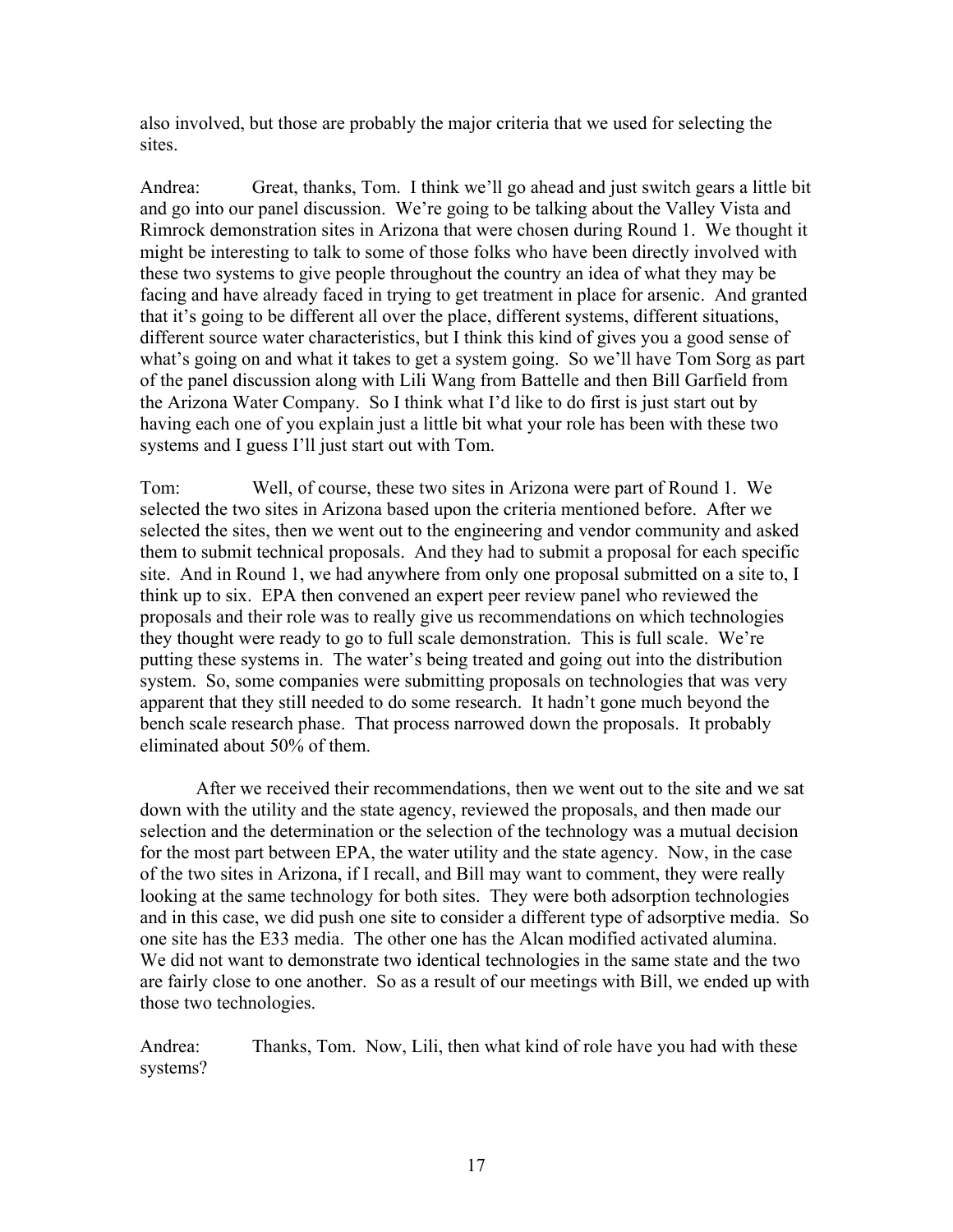also involved, but those are probably the major criteria that we used for selecting the sites.

Andrea: Great, thanks, Tom. I think we'll go ahead and just switch gears a little bit and go into our panel discussion. We're going to be talking about the Valley Vista and Rimrock demonstration sites in Arizona that were chosen during Round 1. We thought it might be interesting to talk to some of those folks who have been directly involved with these two systems to give people throughout the country an idea of what they may be facing and have already faced in trying to get treatment in place for arsenic. And granted that it's going to be different all over the place, different systems, different situations, different source water characteristics, but I think this kind of gives you a good sense of what's going on and what it takes to get a system going. So we'll have Tom Sorg as part of the panel discussion along with Lili Wang from Battelle and then Bill Garfield from the Arizona Water Company. So I think what I'd like to do first is just start out by having each one of you explain just a little bit what your role has been with these two systems and I guess I'll just start out with Tom.

Tom: Well, of course, these two sites in Arizona were part of Round 1. We selected the two sites in Arizona based upon the criteria mentioned before. After we selected the sites, then we went out to the engineering and vendor community and asked them to submit technical proposals. And they had to submit a proposal for each specific site. And in Round 1, we had anywhere from only one proposal submitted on a site to, I think up to six. EPA then convened an expert peer review panel who reviewed the proposals and their role was to really give us recommendations on which technologies they thought were ready to go to full scale demonstration. This is full scale. We're putting these systems in. The water's being treated and going out into the distribution system. So, some companies were submitting proposals on technologies that was very apparent that they still needed to do some research. It hadn't gone much beyond the bench scale research phase. That process narrowed down the proposals. It probably eliminated about 50% of them.

After we received their recommendations, then we went out to the site and we sat down with the utility and the state agency, reviewed the proposals, and then made our selection and the determination or the selection of the technology was a mutual decision for the most part between EPA, the water utility and the state agency. Now, in the case of the two sites in Arizona, if I recall, and Bill may want to comment, they were really looking at the same technology for both sites. They were both adsorption technologies and in this case, we did push one site to consider a different type of adsorptive media. So one site has the E33 media. The other one has the Alcan modified activated alumina. We did not want to demonstrate two identical technologies in the same state and the two are fairly close to one another. So as a result of our meetings with Bill, we ended up with those two technologies.

Andrea: Thanks, Tom. Now, Lili, then what kind of role have you had with these systems?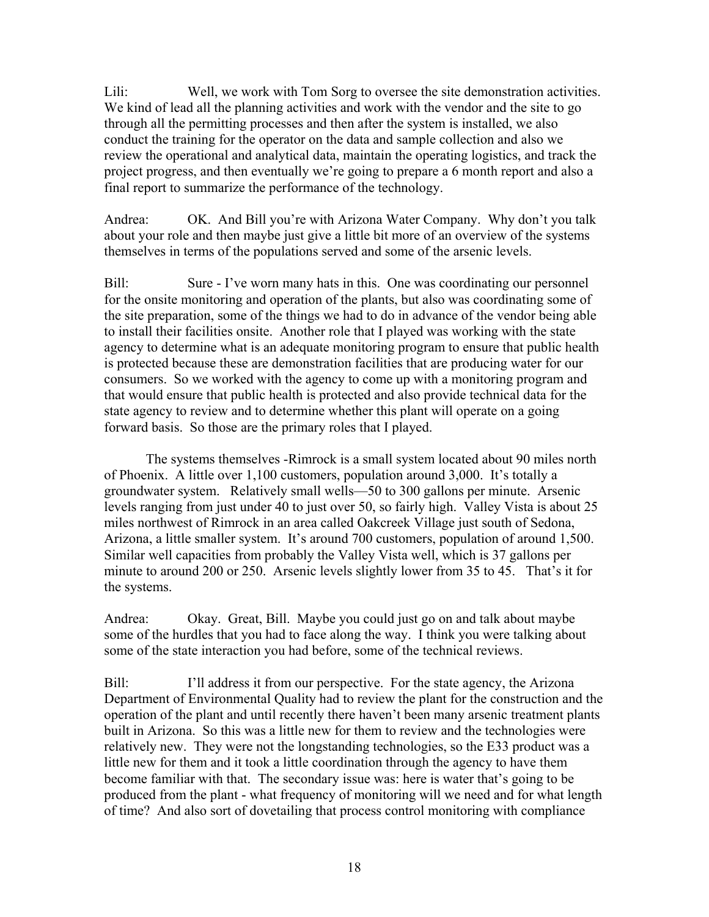Lili: Well, we work with Tom Sorg to oversee the site demonstration activities. We kind of lead all the planning activities and work with the vendor and the site to go through all the permitting processes and then after the system is installed, we also conduct the training for the operator on the data and sample collection and also we review the operational and analytical data, maintain the operating logistics, and track the project progress, and then eventually we're going to prepare a 6 month report and also a final report to summarize the performance of the technology.

Andrea: OK. And Bill you're with Arizona Water Company. Why don't you talk about your role and then maybe just give a little bit more of an overview of the systems themselves in terms of the populations served and some of the arsenic levels.

Bill: Sure - I've worn many hats in this. One was coordinating our personnel for the onsite monitoring and operation of the plants, but also was coordinating some of the site preparation, some of the things we had to do in advance of the vendor being able to install their facilities onsite. Another role that I played was working with the state agency to determine what is an adequate monitoring program to ensure that public health is protected because these are demonstration facilities that are producing water for our consumers. So we worked with the agency to come up with a monitoring program and that would ensure that public health is protected and also provide technical data for the state agency to review and to determine whether this plant will operate on a going forward basis. So those are the primary roles that I played.

The systems themselves -Rimrock is a small system located about 90 miles north of Phoenix. A little over 1,100 customers, population around 3,000. It's totally a groundwater system. Relatively small wells—50 to 300 gallons per minute. Arsenic levels ranging from just under 40 to just over 50, so fairly high. Valley Vista is about 25 miles northwest of Rimrock in an area called Oakcreek Village just south of Sedona, Arizona, a little smaller system. It's around 700 customers, population of around 1,500. Similar well capacities from probably the Valley Vista well, which is 37 gallons per minute to around 200 or 250. Arsenic levels slightly lower from 35 to 45. That's it for the systems.

Andrea: Okay. Great, Bill. Maybe you could just go on and talk about maybe some of the hurdles that you had to face along the way. I think you were talking about some of the state interaction you had before, some of the technical reviews.

Bill: I'll address it from our perspective. For the state agency, the Arizona Department of Environmental Quality had to review the plant for the construction and the operation of the plant and until recently there haven't been many arsenic treatment plants built in Arizona. So this was a little new for them to review and the technologies were relatively new. They were not the longstanding technologies, so the E33 product was a little new for them and it took a little coordination through the agency to have them become familiar with that. The secondary issue was: here is water that's going to be produced from the plant - what frequency of monitoring will we need and for what length of time? And also sort of dovetailing that process control monitoring with compliance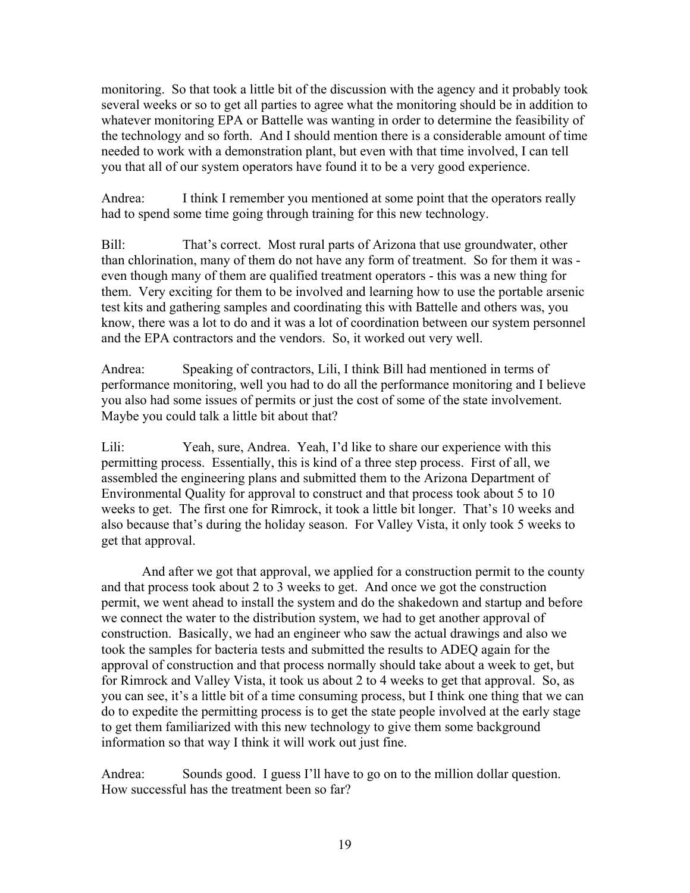monitoring. So that took a little bit of the discussion with the agency and it probably took several weeks or so to get all parties to agree what the monitoring should be in addition to whatever monitoring EPA or Battelle was wanting in order to determine the feasibility of the technology and so forth. And I should mention there is a considerable amount of time needed to work with a demonstration plant, but even with that time involved, I can tell you that all of our system operators have found it to be a very good experience.

Andrea: I think I remember you mentioned at some point that the operators really had to spend some time going through training for this new technology.

Bill: That's correct. Most rural parts of Arizona that use groundwater, other than chlorination, many of them do not have any form of treatment. So for them it was - even though many of them are qualified treatment operators - this was a new thing for them. Very exciting for them to be involved and learning how to use the portable arsenic test kits and gathering samples and coordinating this with Battelle and others was, you know, there was a lot to do and it was a lot of coordination between our system personnel and the EPA contractors and the vendors. So, it worked out very well.

Andrea: Speaking of contractors, Lili, I think Bill had mentioned in terms of performance monitoring, well you had to do all the performance monitoring and I believe you also had some issues of permits or just the cost of some of the state involvement. Maybe you could talk a little bit about that?

Lili: Yeah, sure, Andrea. Yeah, I'd like to share our experience with this permitting process. Essentially, this is kind of a three step process. First of all, we assembled the engineering plans and submitted them to the Arizona Department of Environmental Quality for approval to construct and that process took about 5 to 10 weeks to get. The first one for Rimrock, it took a little bit longer. That's 10 weeks and also because that's during the holiday season. For Valley Vista, it only took 5 weeks to get that approval.

And after we got that approval, we applied for a construction permit to the county and that process took about 2 to 3 weeks to get. And once we got the construction permit, we went ahead to install the system and do the shakedown and startup and before we connect the water to the distribution system, we had to get another approval of construction. Basically, we had an engineer who saw the actual drawings and also we took the samples for bacteria tests and submitted the results to ADEQ again for the approval of construction and that process normally should take about a week to get, but for Rimrock and Valley Vista, it took us about 2 to 4 weeks to get that approval. So, as you can see, it's a little bit of a time consuming process, but I think one thing that we can do to expedite the permitting process is to get the state people involved at the early stage to get them familiarized with this new technology to give them some background information so that way I think it will work out just fine.

Andrea: Sounds good. I guess I'll have to go on to the million dollar question. How successful has the treatment been so far?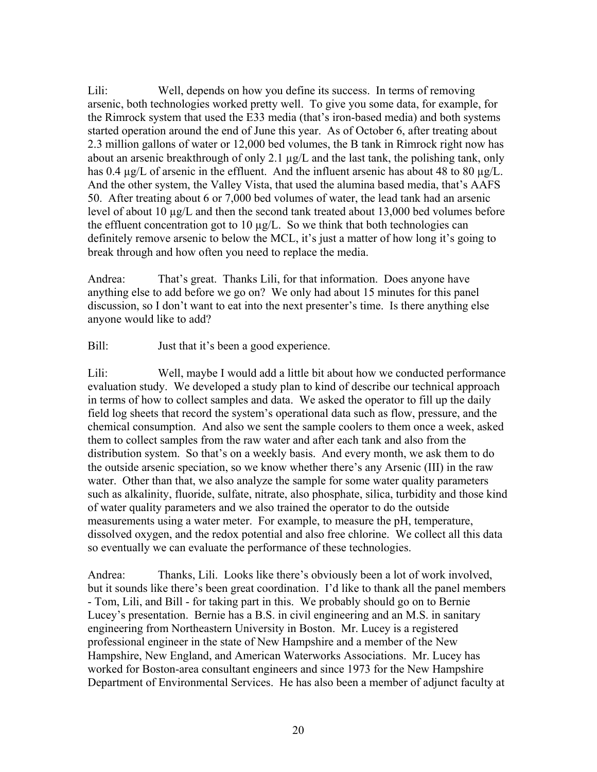Lili: Well, depends on how you define its success. In terms of removing arsenic, both technologies worked pretty well. To give you some data, for example, for the Rimrock system that used the E33 media (that's iron-based media) and both systems started operation around the end of June this year. As of October 6, after treating about 2.3 million gallons of water or 12,000 bed volumes, the B tank in Rimrock right now has about an arsenic breakthrough of only 2.1 µg/L and the last tank, the polishing tank, only has 0.4 µg/L of arsenic in the effluent. And the influent arsenic has about 48 to 80 µg/L. And the other system, the Valley Vista, that used the alumina based media, that's AAFS 50. After treating about 6 or 7,000 bed volumes of water, the lead tank had an arsenic level of about 10 µg/L and then the second tank treated about 13,000 bed volumes before the effluent concentration got to 10 µg/L. So we think that both technologies can definitely remove arsenic to below the MCL, it's just a matter of how long it's going to break through and how often you need to replace the media.

Andrea: That's great. Thanks Lili, for that information. Does anyone have anything else to add before we go on? We only had about 15 minutes for this panel discussion, so I don't want to eat into the next presenter's time. Is there anything else anyone would like to add?

Bill: Just that it's been a good experience.

Lili: Well, maybe I would add a little bit about how we conducted performance evaluation study. We developed a study plan to kind of describe our technical approach in terms of how to collect samples and data. We asked the operator to fill up the daily field log sheets that record the system's operational data such as flow, pressure, and the chemical consumption. And also we sent the sample coolers to them once a week, asked them to collect samples from the raw water and after each tank and also from the distribution system. So that's on a weekly basis. And every month, we ask them to do the outside arsenic speciation, so we know whether there's any Arsenic (III) in the raw water. Other than that, we also analyze the sample for some water quality parameters such as alkalinity, fluoride, sulfate, nitrate, also phosphate, silica, turbidity and those kind of water quality parameters and we also trained the operator to do the outside measurements using a water meter. For example, to measure the pH, temperature, dissolved oxygen, and the redox potential and also free chlorine. We collect all this data so eventually we can evaluate the performance of these technologies.

Andrea: Thanks, Lili. Looks like there's obviously been a lot of work involved, but it sounds like there's been great coordination. I'd like to thank all the panel members - Tom, Lili, and Bill - for taking part in this. We probably should go on to Bernie Lucey's presentation. Bernie has a B.S. in civil engineering and an M.S. in sanitary engineering from Northeastern University in Boston. Mr. Lucey is a registered professional engineer in the state of New Hampshire and a member of the New Hampshire, New England, and American Waterworks Associations. Mr. Lucey has worked for Boston-area consultant engineers and since 1973 for the New Hampshire Department of Environmental Services. He has also been a member of adjunct faculty at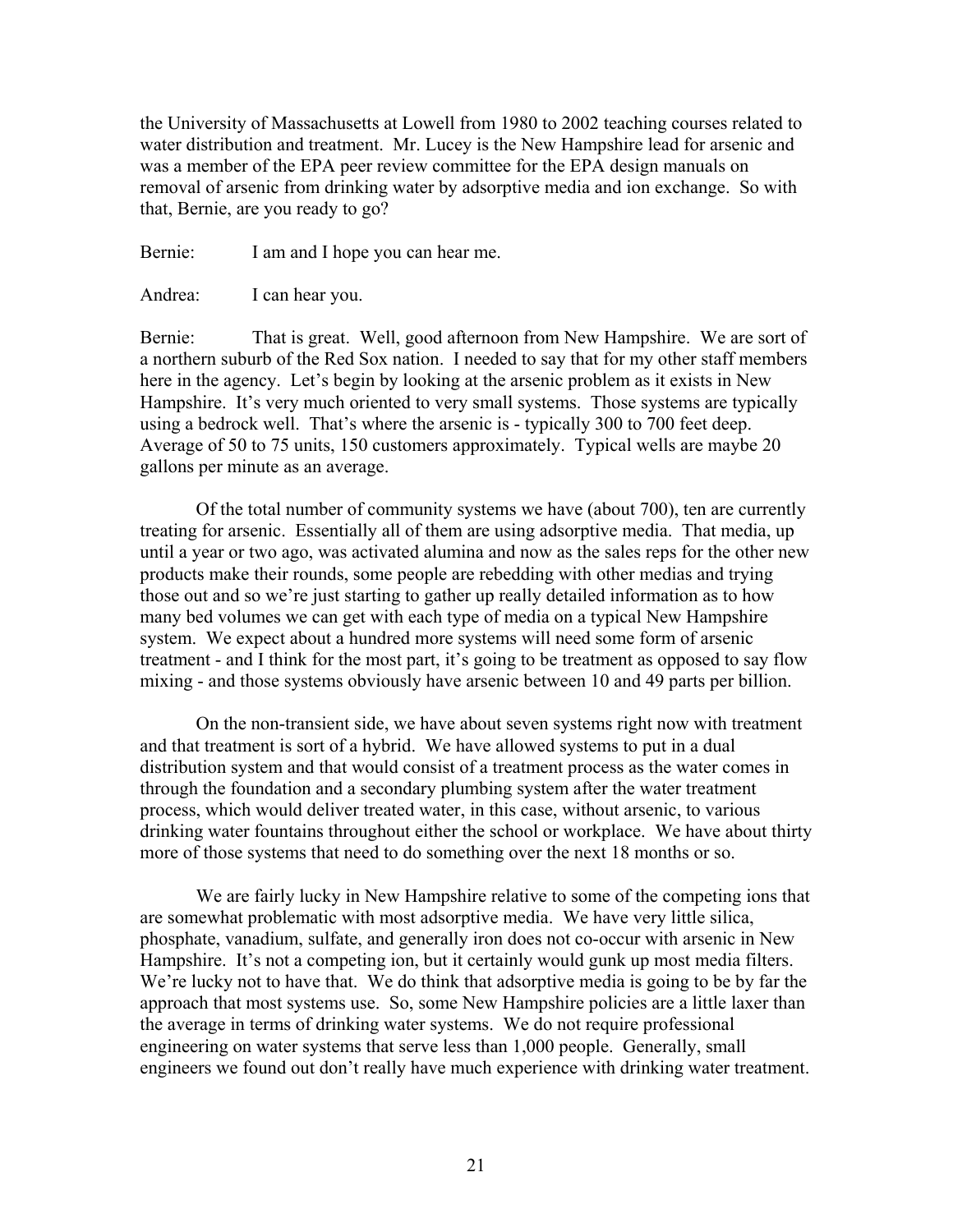the University of Massachusetts at Lowell from 1980 to 2002 teaching courses related to water distribution and treatment. Mr. Lucey is the New Hampshire lead for arsenic and was a member of the EPA peer review committee for the EPA design manuals on removal of arsenic from drinking water by adsorptive media and ion exchange. So with that, Bernie, are you ready to go?

Bernie: I am and I hope you can hear me.

Andrea: I can hear you.

Bernie: That is great. Well, good afternoon from New Hampshire. We are sort of a northern suburb of the Red Sox nation. I needed to say that for my other staff members here in the agency. Let's begin by looking at the arsenic problem as it exists in New Hampshire. It's very much oriented to very small systems. Those systems are typically using a bedrock well. That's where the arsenic is - typically 300 to 700 feet deep. Average of 50 to 75 units, 150 customers approximately. Typical wells are maybe 20 gallons per minute as an average.

Of the total number of community systems we have (about 700), ten are currently treating for arsenic. Essentially all of them are using adsorptive media. That media, up until a year or two ago, was activated alumina and now as the sales reps for the other new products make their rounds, some people are rebedding with other medias and trying those out and so we're just starting to gather up really detailed information as to how many bed volumes we can get with each type of media on a typical New Hampshire system. We expect about a hundred more systems will need some form of arsenic treatment - and I think for the most part, it's going to be treatment as opposed to say flow mixing - and those systems obviously have arsenic between 10 and 49 parts per billion.

On the non-transient side, we have about seven systems right now with treatment and that treatment is sort of a hybrid. We have allowed systems to put in a dual distribution system and that would consist of a treatment process as the water comes in through the foundation and a secondary plumbing system after the water treatment process, which would deliver treated water, in this case, without arsenic, to various drinking water fountains throughout either the school or workplace. We have about thirty more of those systems that need to do something over the next 18 months or so.

We are fairly lucky in New Hampshire relative to some of the competing ions that are somewhat problematic with most adsorptive media. We have very little silica, phosphate, vanadium, sulfate, and generally iron does not co-occur with arsenic in New Hampshire. It's not a competing ion, but it certainly would gunk up most media filters. We're lucky not to have that. We do think that adsorptive media is going to be by far the approach that most systems use. So, some New Hampshire policies are a little laxer than the average in terms of drinking water systems. We do not require professional engineering on water systems that serve less than 1,000 people. Generally, small engineers we found out don't really have much experience with drinking water treatment.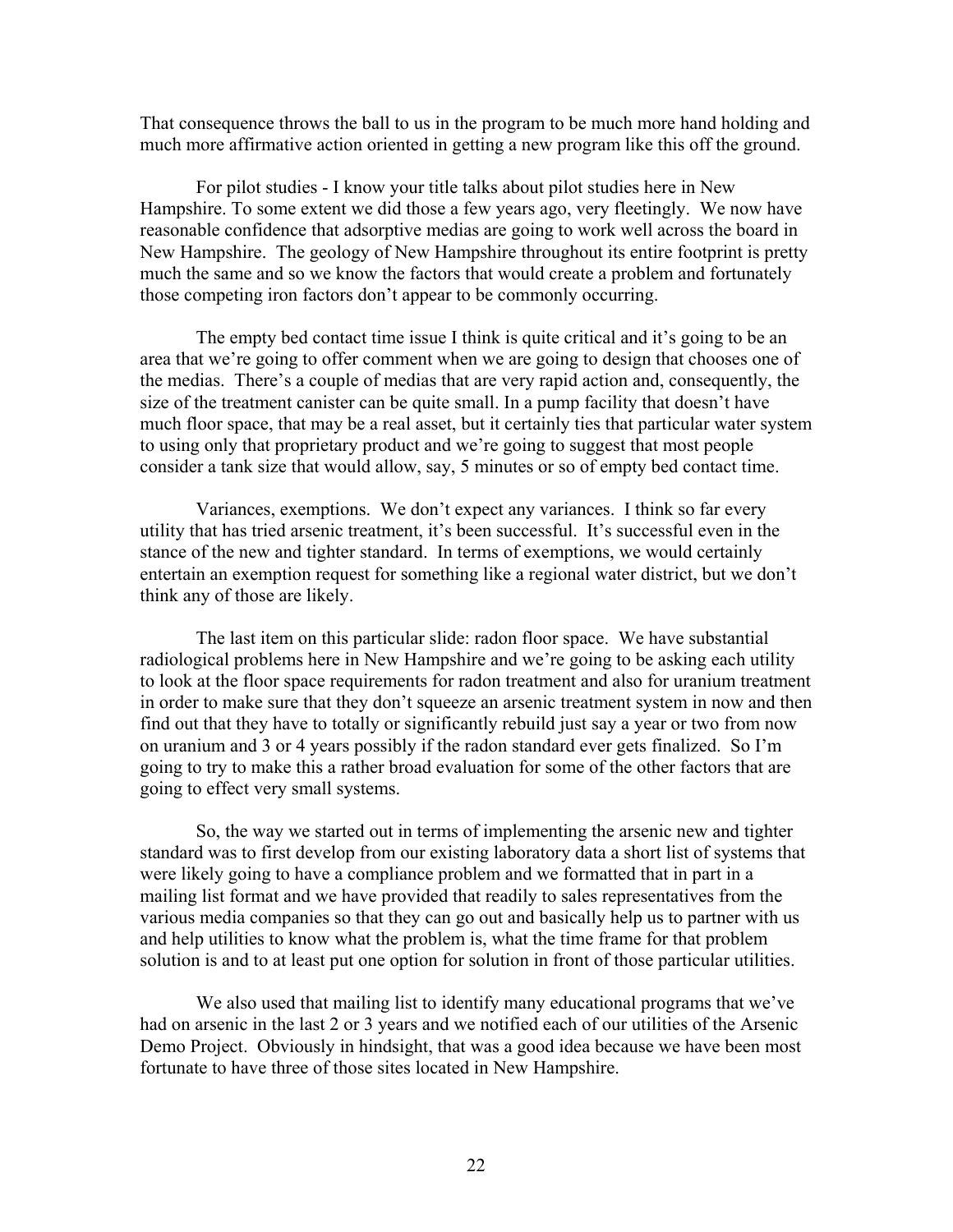That consequence throws the ball to us in the program to be much more hand holding and much more affirmative action oriented in getting a new program like this off the ground.

For pilot studies - I know your title talks about pilot studies here in New Hampshire. To some extent we did those a few years ago, very fleetingly. We now have reasonable confidence that adsorptive medias are going to work well across the board in New Hampshire. The geology of New Hampshire throughout its entire footprint is pretty much the same and so we know the factors that would create a problem and fortunately those competing iron factors don't appear to be commonly occurring.

The empty bed contact time issue I think is quite critical and it's going to be an area that we're going to offer comment when we are going to design that chooses one of the medias. There's a couple of medias that are very rapid action and, consequently, the size of the treatment canister can be quite small. In a pump facility that doesn't have much floor space, that may be a real asset, but it certainly ties that particular water system to using only that proprietary product and we're going to suggest that most people consider a tank size that would allow, say, 5 minutes or so of empty bed contact time.

Variances, exemptions. We don't expect any variances. I think so far every utility that has tried arsenic treatment, it's been successful. It's successful even in the stance of the new and tighter standard. In terms of exemptions, we would certainly entertain an exemption request for something like a regional water district, but we don't think any of those are likely.

The last item on this particular slide: radon floor space. We have substantial radiological problems here in New Hampshire and we're going to be asking each utility to look at the floor space requirements for radon treatment and also for uranium treatment in order to make sure that they don't squeeze an arsenic treatment system in now and then find out that they have to totally or significantly rebuild just say a year or two from now on uranium and 3 or 4 years possibly if the radon standard ever gets finalized. So I'm going to try to make this a rather broad evaluation for some of the other factors that are going to effect very small systems.

So, the way we started out in terms of implementing the arsenic new and tighter standard was to first develop from our existing laboratory data a short list of systems that were likely going to have a compliance problem and we formatted that in part in a mailing list format and we have provided that readily to sales representatives from the various media companies so that they can go out and basically help us to partner with us and help utilities to know what the problem is, what the time frame for that problem solution is and to at least put one option for solution in front of those particular utilities.

We also used that mailing list to identify many educational programs that we've had on arsenic in the last 2 or 3 years and we notified each of our utilities of the Arsenic Demo Project. Obviously in hindsight, that was a good idea because we have been most fortunate to have three of those sites located in New Hampshire.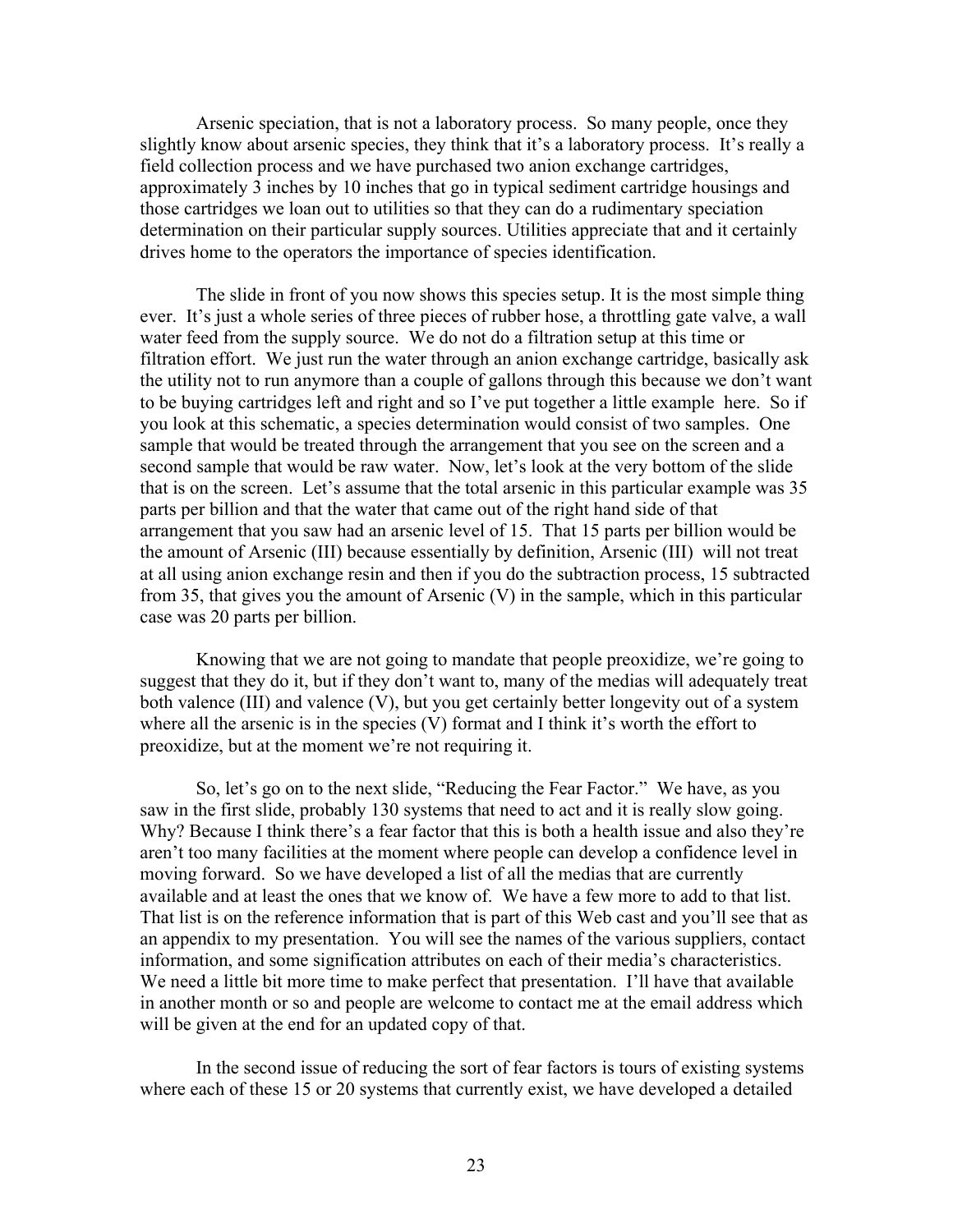Arsenic speciation, that is not a laboratory process. So many people, once they slightly know about arsenic species, they think that it's a laboratory process. It's really a field collection process and we have purchased two anion exchange cartridges, approximately 3 inches by 10 inches that go in typical sediment cartridge housings and those cartridges we loan out to utilities so that they can do a rudimentary speciation determination on their particular supply sources. Utilities appreciate that and it certainly drives home to the operators the importance of species identification.

The slide in front of you now shows this species setup. It is the most simple thing ever. It's just a whole series of three pieces of rubber hose, a throttling gate valve, a wall water feed from the supply source. We do not do a filtration setup at this time or filtration effort. We just run the water through an anion exchange cartridge, basically ask the utility not to run anymore than a couple of gallons through this because we don't want to be buying cartridges left and right and so I've put together a little example here. So if you look at this schematic, a species determination would consist of two samples. One sample that would be treated through the arrangement that you see on the screen and a second sample that would be raw water. Now, let's look at the very bottom of the slide that is on the screen. Let's assume that the total arsenic in this particular example was 35 parts per billion and that the water that came out of the right hand side of that arrangement that you saw had an arsenic level of 15. That 15 parts per billion would be the amount of Arsenic (III) because essentially by definition, Arsenic (III) will not treat at all using anion exchange resin and then if you do the subtraction process, 15 subtracted from 35, that gives you the amount of Arsenic (V) in the sample, which in this particular case was 20 parts per billion.

Knowing that we are not going to mandate that people preoxidize, we're going to suggest that they do it, but if they don't want to, many of the medias will adequately treat both valence (III) and valence (V), but you get certainly better longevity out of a system where all the arsenic is in the species (V) format and I think it's worth the effort to preoxidize, but at the moment we're not requiring it.

So, let's go on to the next slide, "Reducing the Fear Factor." We have, as you saw in the first slide, probably 130 systems that need to act and it is really slow going. Why? Because I think there's a fear factor that this is both a health issue and also they're aren't too many facilities at the moment where people can develop a confidence level in moving forward. So we have developed a list of all the medias that are currently available and at least the ones that we know of. We have a few more to add to that list. That list is on the reference information that is part of this Web cast and you'll see that as an appendix to my presentation. You will see the names of the various suppliers, contact information, and some signification attributes on each of their media's characteristics. We need a little bit more time to make perfect that presentation. I'll have that available in another month or so and people are welcome to contact me at the email address which will be given at the end for an updated copy of that.

In the second issue of reducing the sort of fear factors is tours of existing systems where each of these 15 or 20 systems that currently exist, we have developed a detailed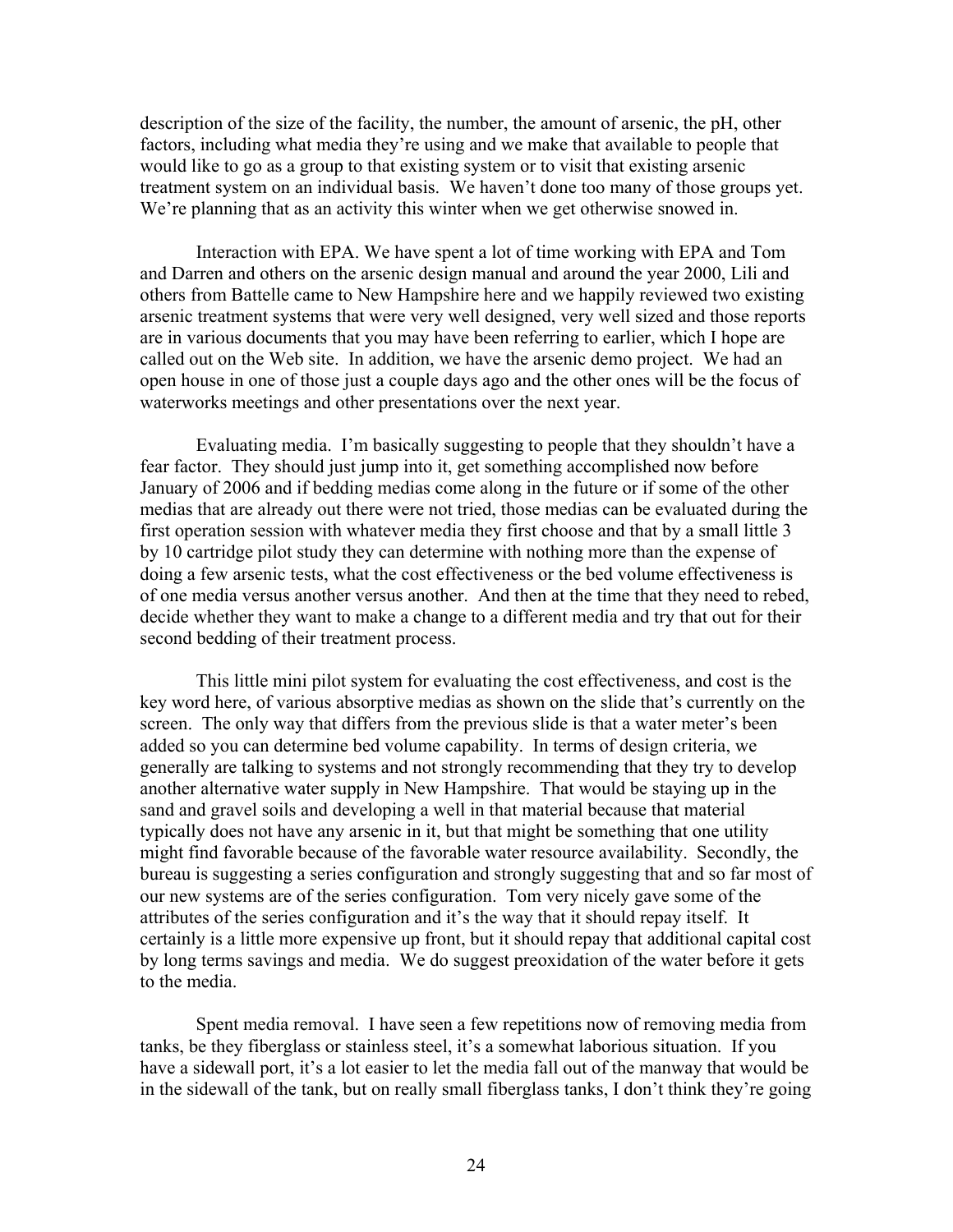description of the size of the facility, the number, the amount of arsenic, the pH, other factors, including what media they're using and we make that available to people that would like to go as a group to that existing system or to visit that existing arsenic treatment system on an individual basis. We haven't done too many of those groups yet. We're planning that as an activity this winter when we get otherwise snowed in.

Interaction with EPA. We have spent a lot of time working with EPA and Tom and Darren and others on the arsenic design manual and around the year 2000, Lili and others from Battelle came to New Hampshire here and we happily reviewed two existing arsenic treatment systems that were very well designed, very well sized and those reports are in various documents that you may have been referring to earlier, which I hope are called out on the Web site. In addition, we have the arsenic demo project. We had an open house in one of those just a couple days ago and the other ones will be the focus of waterworks meetings and other presentations over the next year.

Evaluating media. I'm basically suggesting to people that they shouldn't have a fear factor. They should just jump into it, get something accomplished now before January of 2006 and if bedding medias come along in the future or if some of the other medias that are already out there were not tried, those medias can be evaluated during the first operation session with whatever media they first choose and that by a small little 3 by 10 cartridge pilot study they can determine with nothing more than the expense of doing a few arsenic tests, what the cost effectiveness or the bed volume effectiveness is of one media versus another versus another. And then at the time that they need to rebed, decide whether they want to make a change to a different media and try that out for their second bedding of their treatment process.

This little mini pilot system for evaluating the cost effectiveness, and cost is the key word here, of various absorptive medias as shown on the slide that's currently on the screen. The only way that differs from the previous slide is that a water meter's been added so you can determine bed volume capability. In terms of design criteria, we generally are talking to systems and not strongly recommending that they try to develop another alternative water supply in New Hampshire. That would be staying up in the sand and gravel soils and developing a well in that material because that material typically does not have any arsenic in it, but that might be something that one utility might find favorable because of the favorable water resource availability. Secondly, the bureau is suggesting a series configuration and strongly suggesting that and so far most of our new systems are of the series configuration. Tom very nicely gave some of the attributes of the series configuration and it's the way that it should repay itself. It certainly is a little more expensive up front, but it should repay that additional capital cost by long terms savings and media. We do suggest preoxidation of the water before it gets to the media.

Spent media removal. I have seen a few repetitions now of removing media from tanks, be they fiberglass or stainless steel, it's a somewhat laborious situation. If you have a sidewall port, it's a lot easier to let the media fall out of the manway that would be in the sidewall of the tank, but on really small fiberglass tanks, I don't think they're going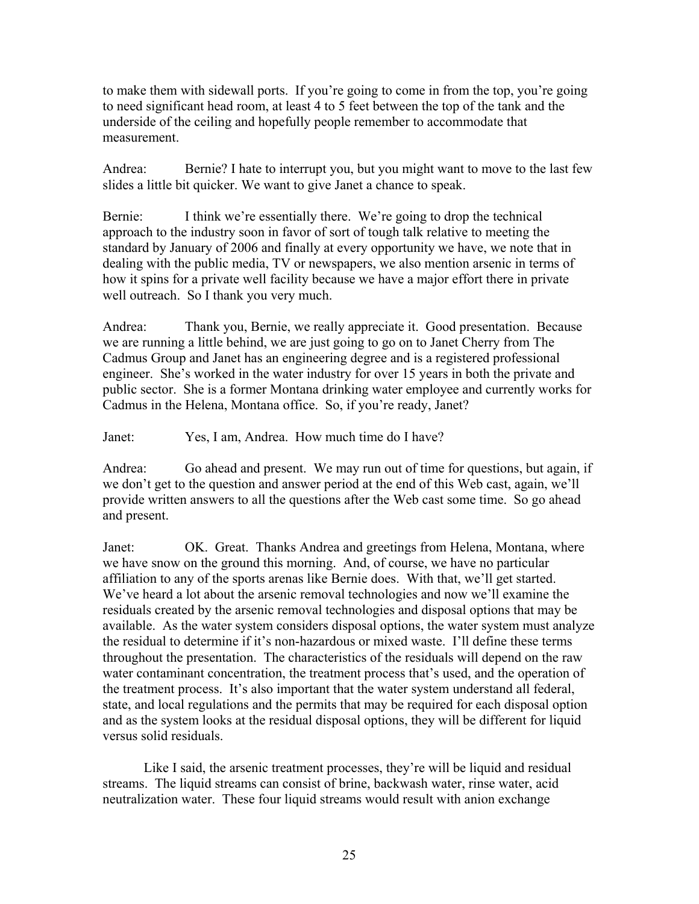to make them with sidewall ports. If you're going to come in from the top, you're going to need significant head room, at least 4 to 5 feet between the top of the tank and the underside of the ceiling and hopefully people remember to accommodate that measurement.

Andrea: Bernie? I hate to interrupt you, but you might want to move to the last few slides a little bit quicker. We want to give Janet a chance to speak.

Bernie: I think we're essentially there. We're going to drop the technical approach to the industry soon in favor of sort of tough talk relative to meeting the standard by January of 2006 and finally at every opportunity we have, we note that in dealing with the public media, TV or newspapers, we also mention arsenic in terms of how it spins for a private well facility because we have a major effort there in private well outreach. So I thank you very much.

Andrea: Thank you, Bernie, we really appreciate it. Good presentation. Because we are running a little behind, we are just going to go on to Janet Cherry from The Cadmus Group and Janet has an engineering degree and is a registered professional engineer. She's worked in the water industry for over 15 years in both the private and public sector. She is a former Montana drinking water employee and currently works for Cadmus in the Helena, Montana office. So, if you're ready, Janet?

Janet: Yes, I am, Andrea. How much time do I have?

Andrea: Go ahead and present. We may run out of time for questions, but again, if we don't get to the question and answer period at the end of this Web cast, again, we'll provide written answers to all the questions after the Web cast some time. So go ahead and present.

Janet: OK. Great. Thanks Andrea and greetings from Helena, Montana, where we have snow on the ground this morning. And, of course, we have no particular affiliation to any of the sports arenas like Bernie does. With that, we'll get started. We've heard a lot about the arsenic removal technologies and now we'll examine the residuals created by the arsenic removal technologies and disposal options that may be available. As the water system considers disposal options, the water system must analyze the residual to determine if it's non-hazardous or mixed waste. I'll define these terms throughout the presentation. The characteristics of the residuals will depend on the raw water contaminant concentration, the treatment process that's used, and the operation of the treatment process. It's also important that the water system understand all federal, state, and local regulations and the permits that may be required for each disposal option and as the system looks at the residual disposal options, they will be different for liquid versus solid residuals.

Like I said, the arsenic treatment processes, they're will be liquid and residual streams. The liquid streams can consist of brine, backwash water, rinse water, acid neutralization water. These four liquid streams would result with anion exchange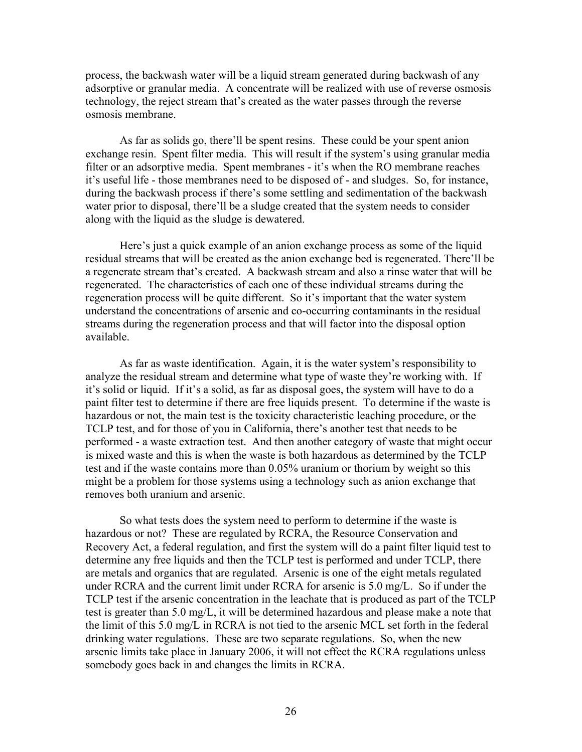process, the backwash water will be a liquid stream generated during backwash of any adsorptive or granular media. A concentrate will be realized with use of reverse osmosis technology, the reject stream that's created as the water passes through the reverse osmosis membrane.

As far as solids go, there'll be spent resins. These could be your spent anion exchange resin. Spent filter media. This will result if the system's using granular media filter or an adsorptive media. Spent membranes - it's when the RO membrane reaches it's useful life - those membranes need to be disposed of - and sludges. So, for instance, during the backwash process if there's some settling and sedimentation of the backwash water prior to disposal, there'll be a sludge created that the system needs to consider along with the liquid as the sludge is dewatered.

Here's just a quick example of an anion exchange process as some of the liquid residual streams that will be created as the anion exchange bed is regenerated. There'll be a regenerate stream that's created. A backwash stream and also a rinse water that will be regenerated. The characteristics of each one of these individual streams during the regeneration process will be quite different. So it's important that the water system understand the concentrations of arsenic and co-occurring contaminants in the residual streams during the regeneration process and that will factor into the disposal option available.

As far as waste identification. Again, it is the water system's responsibility to analyze the residual stream and determine what type of waste they're working with. If it's solid or liquid. If it's a solid, as far as disposal goes, the system will have to do a paint filter test to determine if there are free liquids present. To determine if the waste is hazardous or not, the main test is the toxicity characteristic leaching procedure, or the TCLP test, and for those of you in California, there's another test that needs to be performed - a waste extraction test. And then another category of waste that might occur is mixed waste and this is when the waste is both hazardous as determined by the TCLP test and if the waste contains more than 0.05% uranium or thorium by weight so this might be a problem for those systems using a technology such as anion exchange that removes both uranium and arsenic.

So what tests does the system need to perform to determine if the waste is hazardous or not? These are regulated by RCRA, the Resource Conservation and Recovery Act, a federal regulation, and first the system will do a paint filter liquid test to determine any free liquids and then the TCLP test is performed and under TCLP, there are metals and organics that are regulated. Arsenic is one of the eight metals regulated under RCRA and the current limit under RCRA for arsenic is 5.0 mg/L. So if under the TCLP test if the arsenic concentration in the leachate that is produced as part of the TCLP test is greater than 5.0 mg/L, it will be determined hazardous and please make a note that the limit of this 5.0 mg/L in RCRA is not tied to the arsenic MCL set forth in the federal drinking water regulations. These are two separate regulations. So, when the new arsenic limits take place in January 2006, it will not effect the RCRA regulations unless somebody goes back in and changes the limits in RCRA.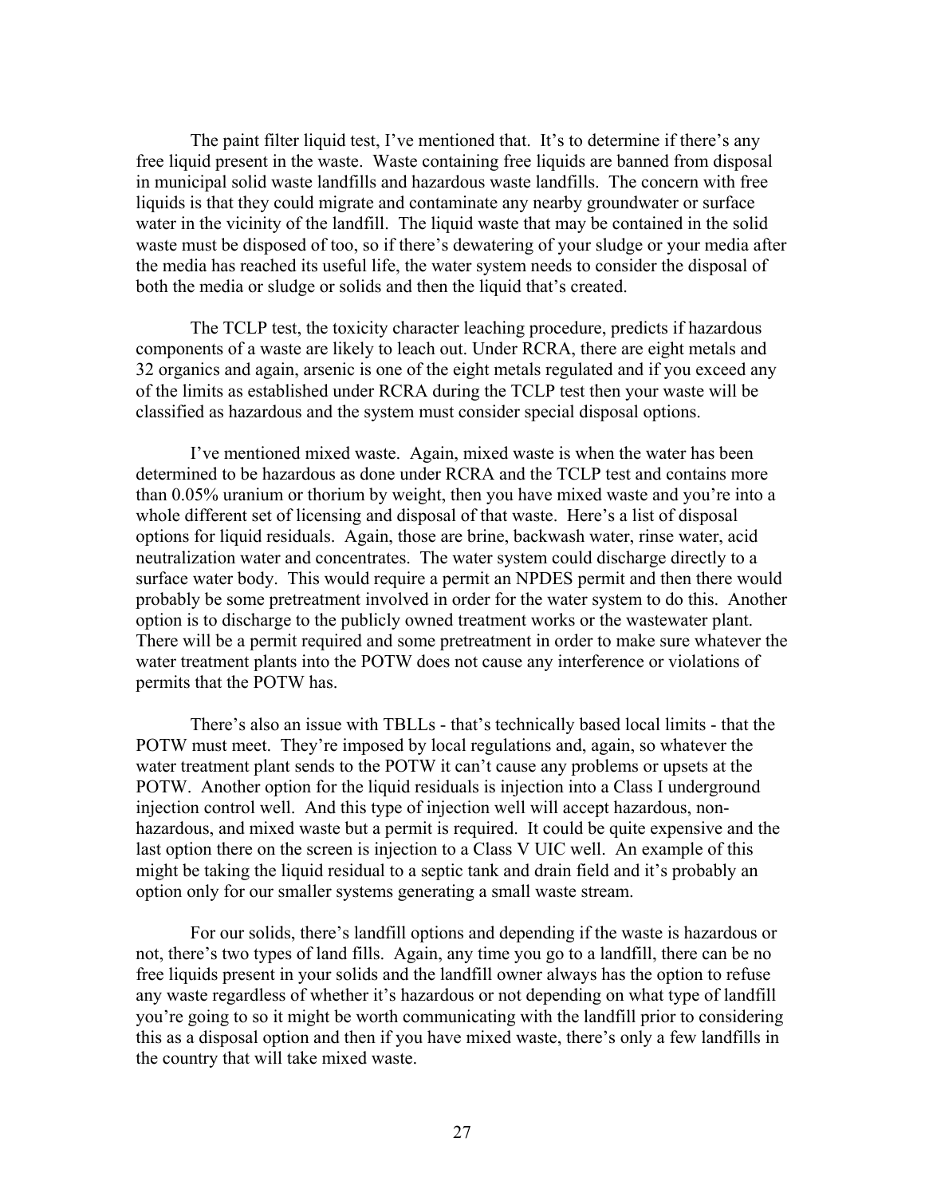The paint filter liquid test, I've mentioned that. It's to determine if there's any free liquid present in the waste. Waste containing free liquids are banned from disposal in municipal solid waste landfills and hazardous waste landfills. The concern with free liquids is that they could migrate and contaminate any nearby groundwater or surface water in the vicinity of the landfill. The liquid waste that may be contained in the solid waste must be disposed of too, so if there's dewatering of your sludge or your media after the media has reached its useful life, the water system needs to consider the disposal of both the media or sludge or solids and then the liquid that's created.

The TCLP test, the toxicity character leaching procedure, predicts if hazardous components of a waste are likely to leach out. Under RCRA, there are eight metals and 32 organics and again, arsenic is one of the eight metals regulated and if you exceed any of the limits as established under RCRA during the TCLP test then your waste will be classified as hazardous and the system must consider special disposal options.

I've mentioned mixed waste. Again, mixed waste is when the water has been determined to be hazardous as done under RCRA and the TCLP test and contains more than 0.05% uranium or thorium by weight, then you have mixed waste and you're into a whole different set of licensing and disposal of that waste. Here's a list of disposal options for liquid residuals. Again, those are brine, backwash water, rinse water, acid neutralization water and concentrates. The water system could discharge directly to a surface water body. This would require a permit an NPDES permit and then there would probably be some pretreatment involved in order for the water system to do this. Another option is to discharge to the publicly owned treatment works or the wastewater plant. There will be a permit required and some pretreatment in order to make sure whatever the water treatment plants into the POTW does not cause any interference or violations of permits that the POTW has.

There's also an issue with TBLLs - that's technically based local limits - that the POTW must meet. They're imposed by local regulations and, again, so whatever the water treatment plant sends to the POTW it can't cause any problems or upsets at the POTW. Another option for the liquid residuals is injection into a Class I underground injection control well. And this type of injection well will accept hazardous, non-hazardous, and mixed waste but a permit is required. It could be quite expensive and the last option there on the screen is injection to a Class V UIC well. An example of this might be taking the liquid residual to a septic tank and drain field and it's probably an option only for our smaller systems generating a small waste stream.

For our solids, there's landfill options and depending if the waste is hazardous or not, there's two types of land fills. Again, any time you go to a landfill, there can be no free liquids present in your solids and the landfill owner always has the option to refuse any waste regardless of whether it's hazardous or not depending on what type of landfill you're going to so it might be worth communicating with the landfill prior to considering this as a disposal option and then if you have mixed waste, there's only a few landfills in the country that will take mixed waste.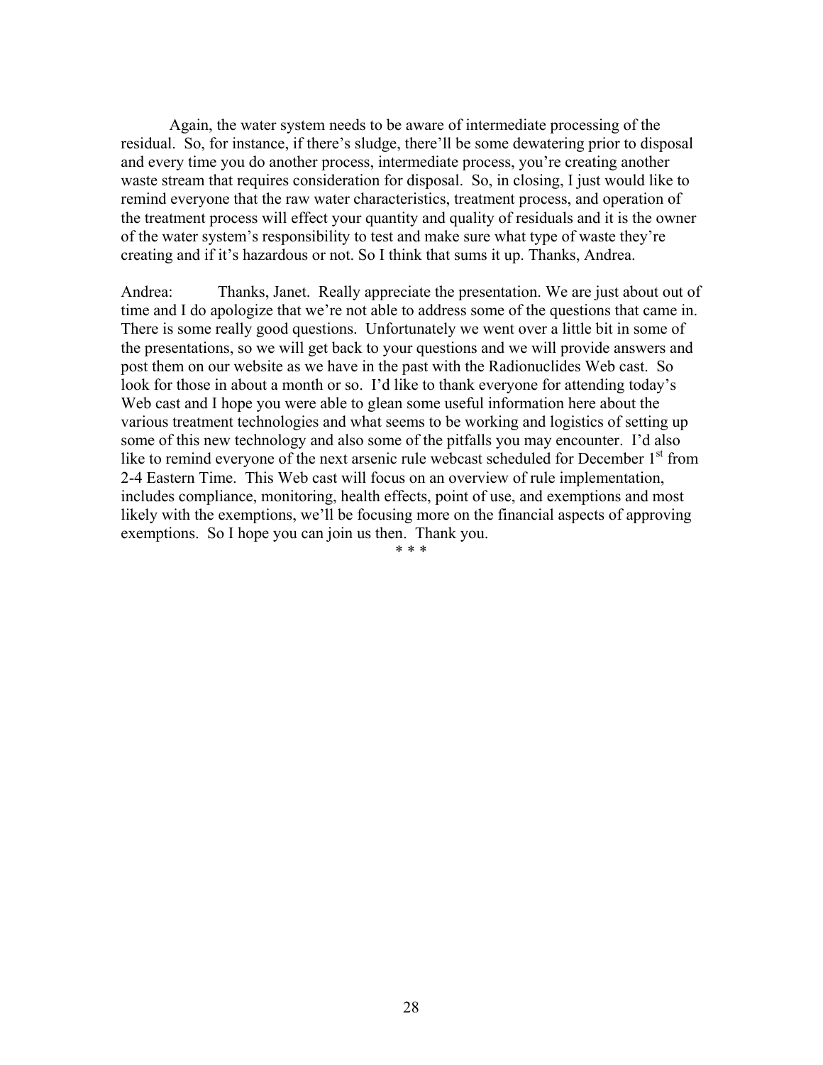Again, the water system needs to be aware of intermediate processing of the residual. So, for instance, if there's sludge, there'll be some dewatering prior to disposal and every time you do another process, intermediate process, you're creating another waste stream that requires consideration for disposal. So, in closing, I just would like to remind everyone that the raw water characteristics, treatment process, and operation of the treatment process will effect your quantity and quality of residuals and it is the owner of the water system's responsibility to test and make sure what type of waste they're creating and if it's hazardous or not. So I think that sums it up. Thanks, Andrea.

Andrea: Thanks, Janet. Really appreciate the presentation. We are just about out of time and I do apologize that we're not able to address some of the questions that came in. There is some really good questions. Unfortunately we went over a little bit in some of the presentations, so we will get back to your questions and we will provide answers and post them on our website as we have in the past with the Radionuclides Web cast. So look for those in about a month or so. I'd like to thank everyone for attending today's Web cast and I hope you were able to glean some useful information here about the various treatment technologies and what seems to be working and logistics of setting up some of this new technology and also some of the pitfalls you may encounter. I'd also like to remind everyone of the next arsenic rule webcast scheduled for December 1st from 2-4 Eastern Time. This Web cast will focus on an overview of rule implementation, includes compliance, monitoring, health effects, point of use, and exemptions and most likely with the exemptions, we'll be focusing more on the financial aspects of approving exemptions. So I hope you can join us then. Thank you.

\* \* \*